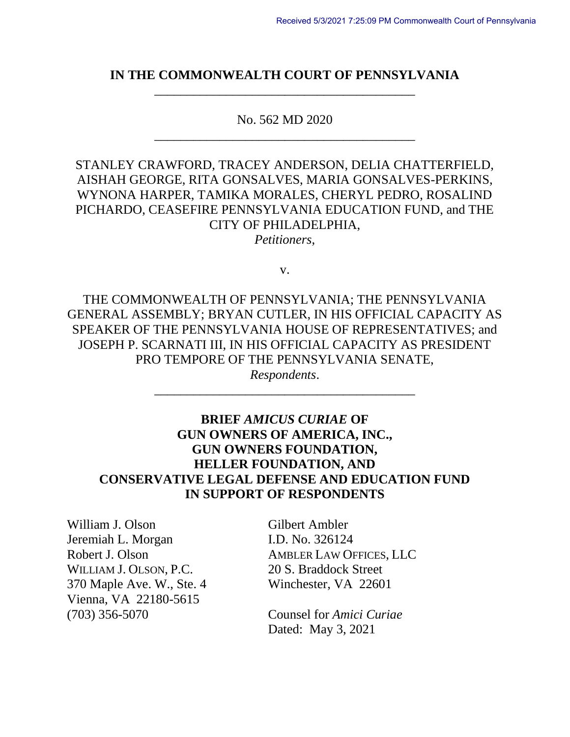Received 5/3/2021 7:25:09 PM Commonwealth Court of Pennsylvania

**IN THE COMMONWEALTH COURT OF PENNSYLVANIA**

---

No. 562 MD 2020

---

STANLEY CRAWFORD, TRACEY ANDERSON, DELIA CHATTERFIELD, AISHAH GEORGE, RITA GONSALVES, MARIA GONSALVES-PERKINS, WYNONA HARPER, TAMIKA MORALES, CHERYL PEDRO, ROSALIND PICHARDO, CEASEFIRE PENNSYLVANIA EDUCATION FUND, and THE CITY OF PHILADELPHIA,
*Petitioners*,

v.

THE COMMONWEALTH OF PENNSYLVANIA; THE PENNSYLVANIA GENERAL ASSEMBLY; BRYAN CUTLER, IN HIS OFFICIAL CAPACITY AS SPEAKER OF THE PENNSYLVANIA HOUSE OF REPRESENTATIVES; and JOSEPH P. SCARNATI III, IN HIS OFFICIAL CAPACITY AS PRESIDENT PRO TEMPORE OF THE PENNSYLVANIA SENATE,
*Respondents*.

---

**BRIEF *AMICUS CURIAE* OF GUN OWNERS OF AMERICA, INC., GUN OWNERS FOUNDATION, HELLER FOUNDATION, AND CONSERVATIVE LEGAL DEFENSE AND EDUCATION FUND IN SUPPORT OF RESPONDENTS**

William J. Olson
Jeremiah L. Morgan
Robert J. Olson
WILLIAM J. OLSON, P.C.
370 Maple Ave. W., Ste. 4
Vienna, VA 22180-5615
(703) 356-5070

Gilbert Ambler
I.D. No. 326124
AMBLER LAW OFFICES, LLC
20 S. Braddock Street
Winchester, VA 22601

Counsel for *Amici Curiae*
Dated: May 3, 2021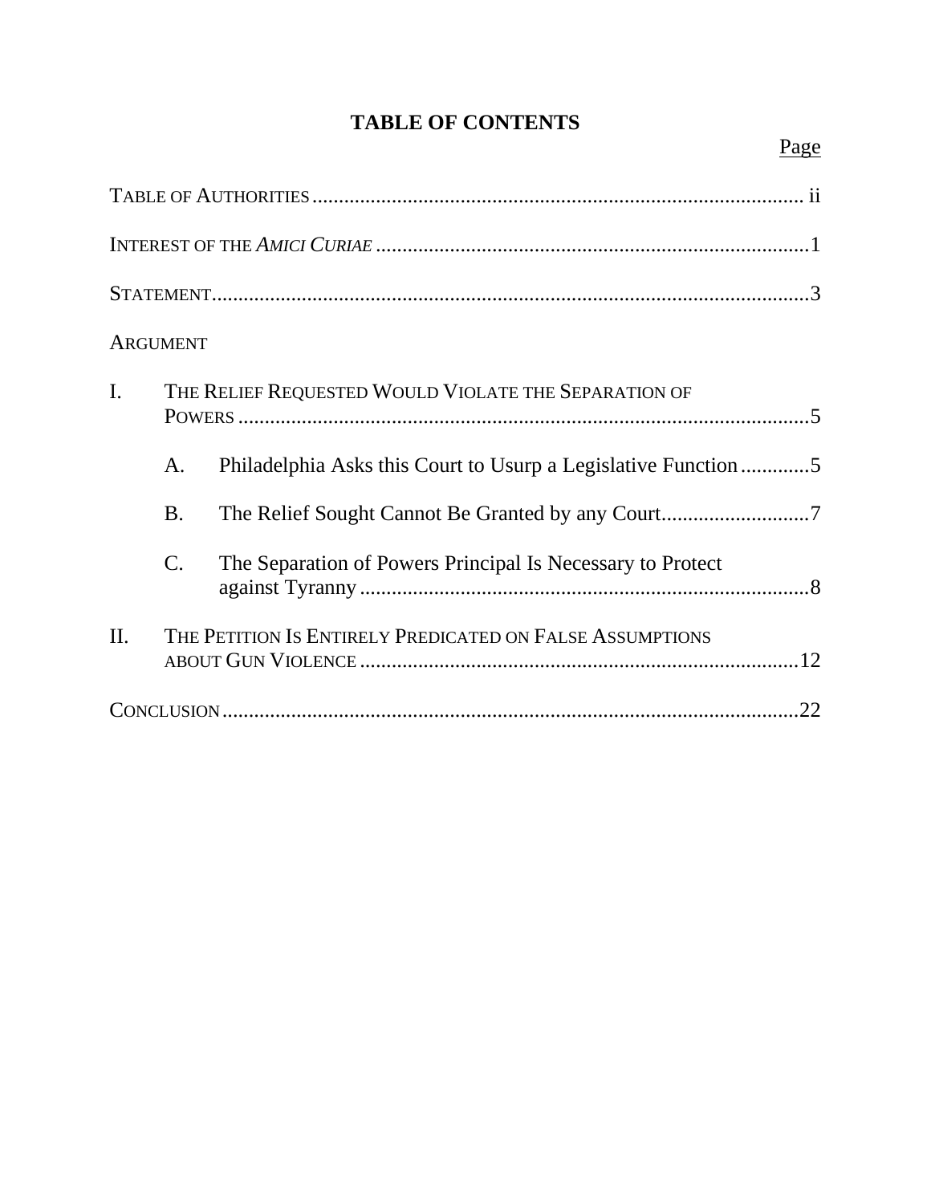# TABLE OF CONTENTS

Page

TABLE OF AUTHORITIES ..... ii

INTEREST OF THE *AMICI CURIAE* ..... 1

STATEMENT ..... 3

ARGUMENT

I. THE RELIEF REQUESTED WOULD VIOLATE THE SEPARATION OF POWERS ..... 5

  A. Philadelphia Asks this Court to Usurp a Legislative Function ..... 5

  B. The Relief Sought Cannot Be Granted by any Court ..... 7

  C. The Separation of Powers Principal Is Necessary to Protect against Tyranny ..... 8

II. THE PETITION IS ENTIRELY PREDICATED ON FALSE ASSUMPTIONS ABOUT GUN VIOLENCE ..... 12

CONCLUSION ..... 22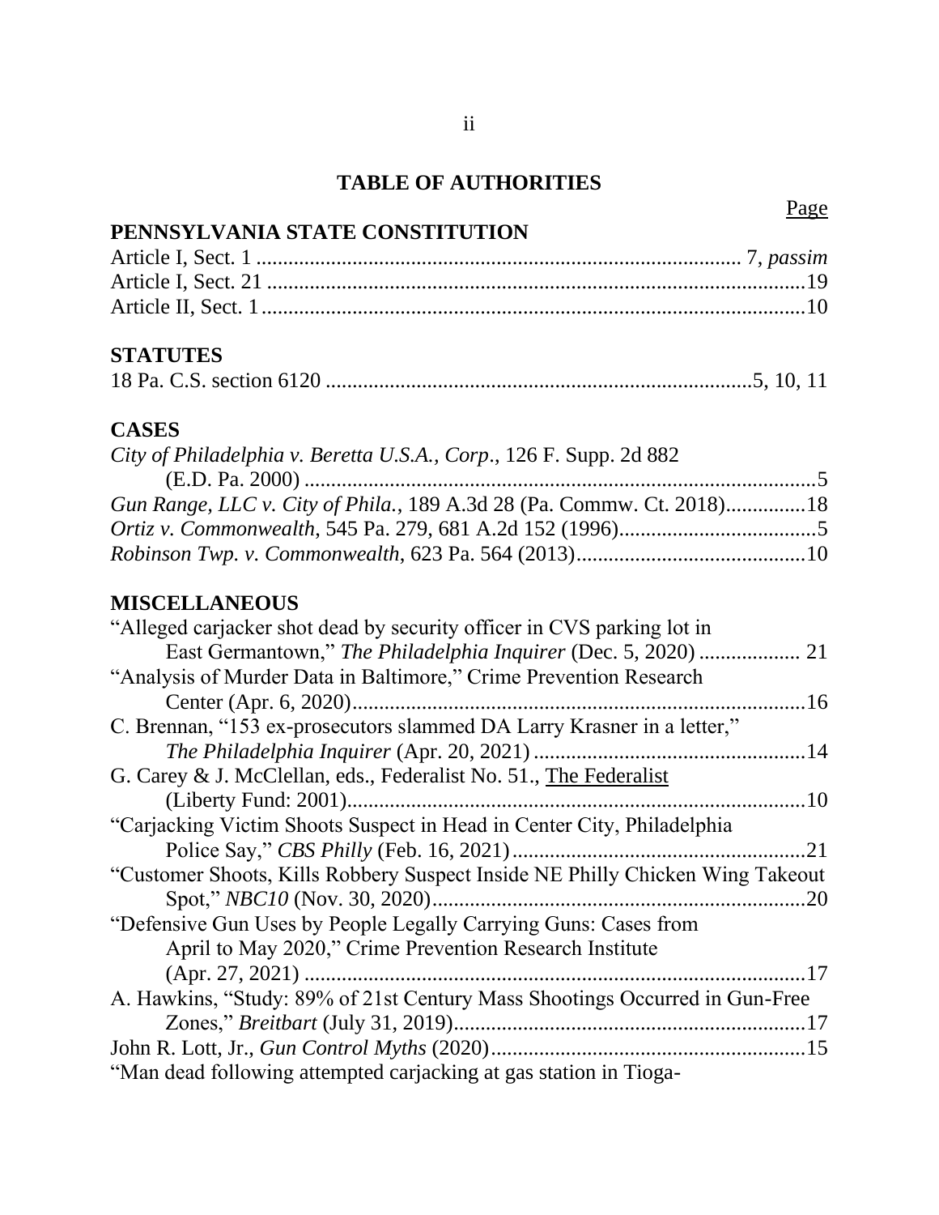# TABLE OF AUTHORITIES

Page

## PENNSYLVANIA STATE CONSTITUTION

Article I, Sect. 1 .......................................................................................... 7, *passim*
Article I, Sect. 21 ..........................................................................................19
Article II, Sect. 1 ..........................................................................................10

## STATUTES

18 Pa. C.S. section 6120 ..............................................................................5, 10, 11

## CASES

*City of Philadelphia v. Beretta U.S.A., Corp.*, 126 F. Supp. 2d 882 (E.D. Pa. 2000) ..........................................................................................5
*Gun Range, LLC v. City of Phila.*, 189 A.3d 28 (Pa. Commw. Ct. 2018)..............18
*Ortiz v. Commonwealth*, 545 Pa. 279, 681 A.2d 152 (1996)....................................5
*Robinson Twp. v. Commonwealth*, 623 Pa. 564 (2013)..........................................10

## MISCELLANEOUS

"Alleged carjacker shot dead by security officer in CVS parking lot in East Germantown," *The Philadelphia Inquirer* (Dec. 5, 2020) .................. 21
"Analysis of Murder Data in Baltimore," Crime Prevention Research Center (Apr. 6, 2020)..........................................................................16
C. Brennan, "153 ex-prosecutors slammed DA Larry Krasner in a letter," *The Philadelphia Inquirer* (Apr. 20, 2021) ..................................................14
G. Carey & J. McClellan, eds., Federalist No. 51., The Federalist (Liberty Fund: 2001)..........................................................................10
"Carjacking Victim Shoots Suspect in Head in Center City, Philadelphia Police Say," *CBS Philly* (Feb. 16, 2021).......................................................21
"Customer Shoots, Kills Robbery Suspect Inside NE Philly Chicken Wing Takeout Spot," *NBC10* (Nov. 30, 2020).....................................................................20
"Defensive Gun Uses by People Legally Carrying Guns: Cases from April to May 2020," Crime Prevention Research Institute (Apr. 27, 2021) ..........................................................................................17
A. Hawkins, "Study: 89% of 21st Century Mass Shootings Occurred in Gun-Free Zones," *Breitbart* (July 31, 2019).................................................................17
John R. Lott, Jr., *Gun Control Myths* (2020)..........................................................15
"Man dead following attempted carjacking at gas station in Tioga-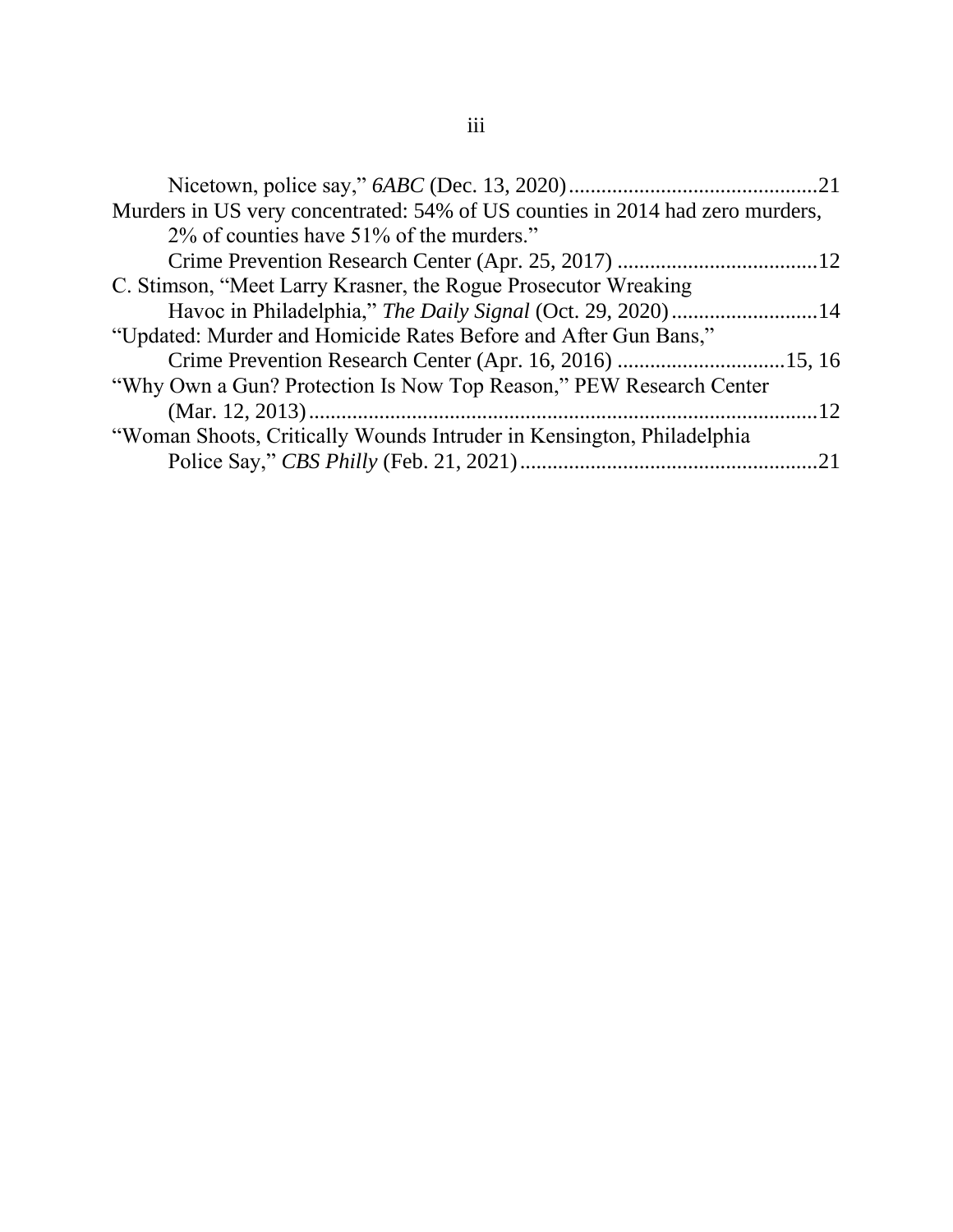Nicetown, police say," *6ABC* (Dec. 13, 2020)..............................................21

Murders in US very concentrated: 54% of US counties in 2014 had zero murders, 2% of counties have 51% of the murders."
Crime Prevention Research Center (Apr. 25, 2017) .....................................12

C. Stimson, "Meet Larry Krasner, the Rogue Prosecutor Wreaking Havoc in Philadelphia," *The Daily Signal* (Oct. 29, 2020)...........................14

"Updated: Murder and Homicide Rates Before and After Gun Bans," Crime Prevention Research Center (Apr. 16, 2016) ...............................15, 16

"Why Own a Gun? Protection Is Now Top Reason," PEW Research Center (Mar. 12, 2013).............................................................................................12

"Woman Shoots, Critically Wounds Intruder in Kensington, Philadelphia Police Say," *CBS Philly* (Feb. 21, 2021).......................................................21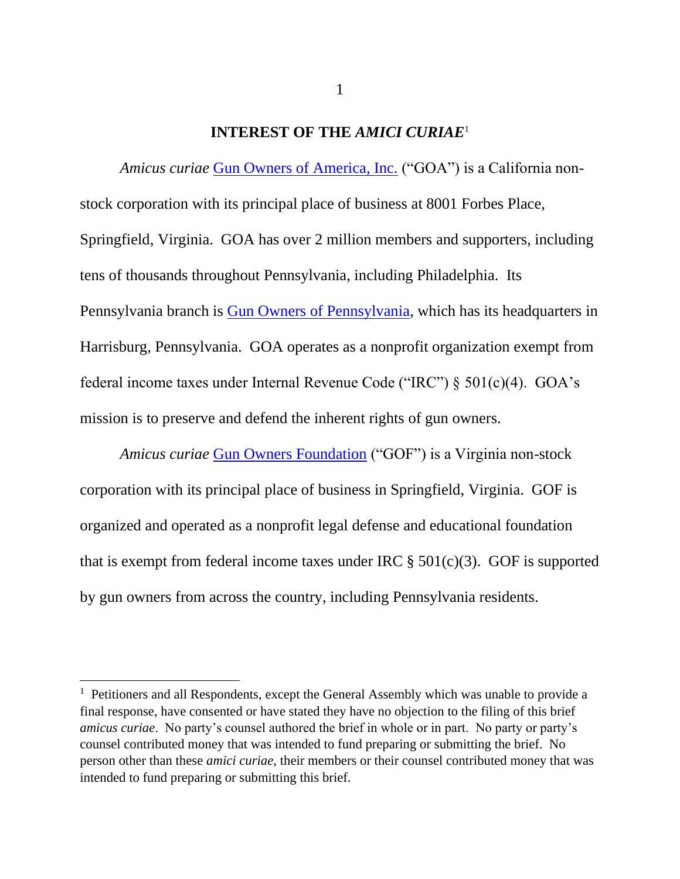## INTEREST OF THE *AMICI CURIAE*[1]

*Amicus curiae* Gun Owners of America, Inc. ("GOA") is a California non-stock corporation with its principal place of business at 8001 Forbes Place, Springfield, Virginia. GOA has over 2 million members and supporters, including tens of thousands throughout Pennsylvania, including Philadelphia. Its Pennsylvania branch is Gun Owners of Pennsylvania, which has its headquarters in Harrisburg, Pennsylvania. GOA operates as a nonprofit organization exempt from federal income taxes under Internal Revenue Code ("IRC") § 501(c)(4). GOA's mission is to preserve and defend the inherent rights of gun owners.

*Amicus curiae* Gun Owners Foundation ("GOF") is a Virginia non-stock corporation with its principal place of business in Springfield, Virginia. GOF is organized and operated as a nonprofit legal defense and educational foundation that is exempt from federal income taxes under IRC § 501(c)(3). GOF is supported by gun owners from across the country, including Pennsylvania residents.

---

[1] Petitioners and all Respondents, except the General Assembly which was unable to provide a final response, have consented or have stated they have no objection to the filing of this brief *amicus curiae*. No party's counsel authored the brief in whole or in part. No party or party's counsel contributed money that was intended to fund preparing or submitting the brief. No person other than these *amici curiae*, their members or their counsel contributed money that was intended to fund preparing or submitting this brief.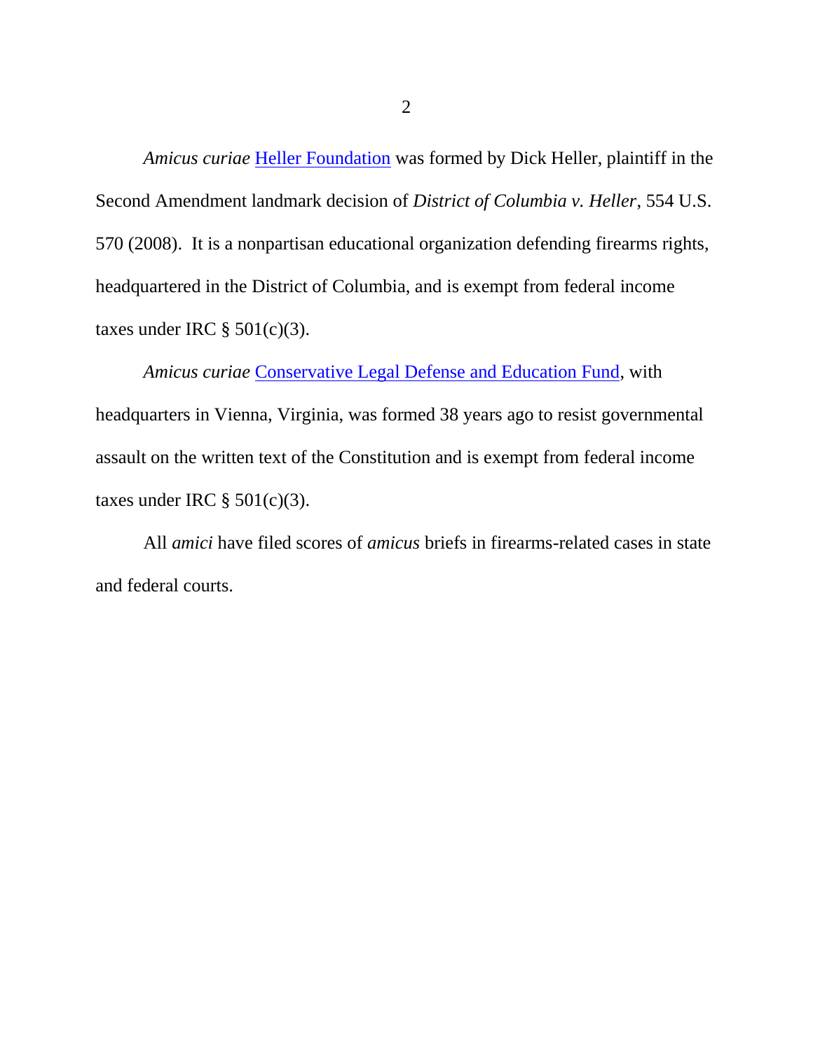*Amicus curiae* Heller Foundation was formed by Dick Heller, plaintiff in the Second Amendment landmark decision of *District of Columbia v. Heller*, 554 U.S. 570 (2008). It is a nonpartisan educational organization defending firearms rights, headquartered in the District of Columbia, and is exempt from federal income taxes under IRC § 501(c)(3).

*Amicus curiae* Conservative Legal Defense and Education Fund, with headquarters in Vienna, Virginia, was formed 38 years ago to resist governmental assault on the written text of the Constitution and is exempt from federal income taxes under IRC § 501(c)(3).

All *amici* have filed scores of *amicus* briefs in firearms-related cases in state and federal courts.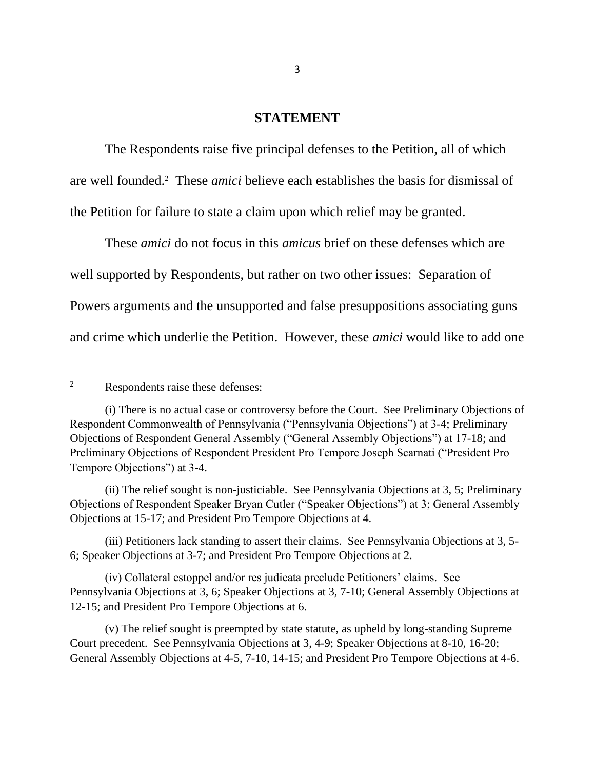## STATEMENT

The Respondents raise five principal defenses to the Petition, all of which are well founded.[2] These *amici* believe each establishes the basis for dismissal of the Petition for failure to state a claim upon which relief may be granted.

These *amici* do not focus in this *amicus* brief on these defenses which are well supported by Respondents, but rather on two other issues: Separation of Powers arguments and the unsupported and false presuppositions associating guns and crime which underlie the Petition. However, these *amici* would like to add one

---

[2] Respondents raise these defenses:

(i) There is no actual case or controversy before the Court. See Preliminary Objections of Respondent Commonwealth of Pennsylvania ("Pennsylvania Objections") at 3-4; Preliminary Objections of Respondent General Assembly ("General Assembly Objections") at 17-18; and Preliminary Objections of Respondent President Pro Tempore Joseph Scarnati ("President Pro Tempore Objections") at 3-4.

(ii) The relief sought is non-justiciable. See Pennsylvania Objections at 3, 5; Preliminary Objections of Respondent Speaker Bryan Cutler ("Speaker Objections") at 3; General Assembly Objections at 15-17; and President Pro Tempore Objections at 4.

(iii) Petitioners lack standing to assert their claims. See Pennsylvania Objections at 3, 5-6; Speaker Objections at 3-7; and President Pro Tempore Objections at 2.

(iv) Collateral estoppel and/or res judicata preclude Petitioners' claims. See Pennsylvania Objections at 3, 6; Speaker Objections at 3, 7-10; General Assembly Objections at 12-15; and President Pro Tempore Objections at 6.

(v) The relief sought is preempted by state statute, as upheld by long-standing Supreme Court precedent. See Pennsylvania Objections at 3, 4-9; Speaker Objections at 8-10, 16-20; General Assembly Objections at 4-5, 7-10, 14-15; and President Pro Tempore Objections at 4-6.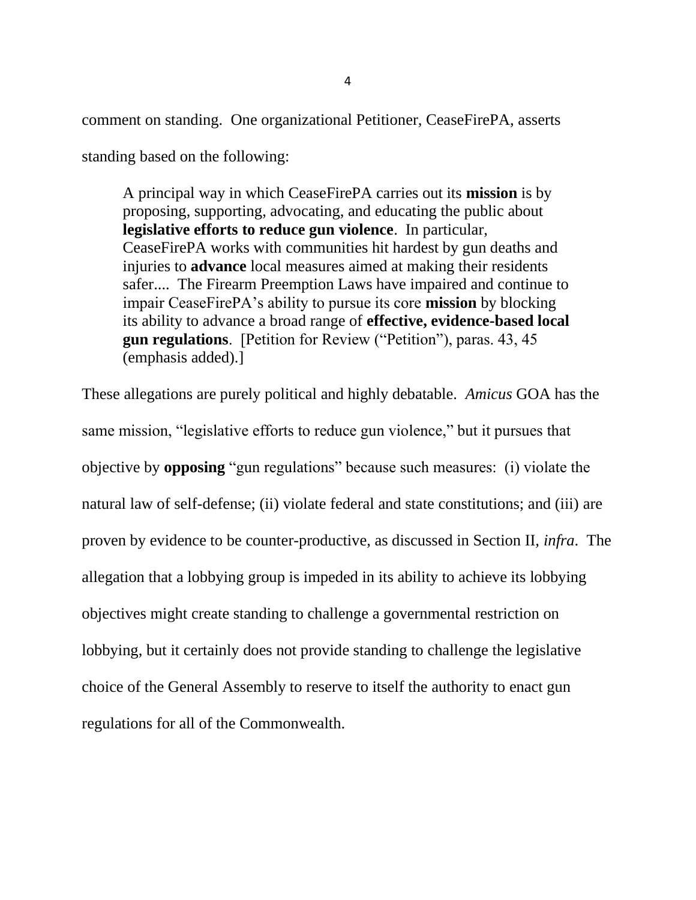comment on standing. One organizational Petitioner, CeaseFirePA, asserts standing based on the following:

> A principal way in which CeaseFirePA carries out its **mission** is by proposing, supporting, advocating, and educating the public about **legislative efforts to reduce gun violence**. In particular, CeaseFirePA works with communities hit hardest by gun deaths and injuries to **advance** local measures aimed at making their residents safer.... The Firearm Preemption Laws have impaired and continue to impair CeaseFirePA's ability to pursue its core **mission** by blocking its ability to advance a broad range of **effective, evidence-based local gun regulations**. [Petition for Review ("Petition"), paras. 43, 45 (emphasis added).]

These allegations are purely political and highly debatable. *Amicus* GOA has the same mission, "legislative efforts to reduce gun violence," but it pursues that objective by **opposing** "gun regulations" because such measures: (i) violate the natural law of self-defense; (ii) violate federal and state constitutions; and (iii) are proven by evidence to be counter-productive, as discussed in Section II, *infra*. The allegation that a lobbying group is impeded in its ability to achieve its lobbying objectives might create standing to challenge a governmental restriction on lobbying, but it certainly does not provide standing to challenge the legislative choice of the General Assembly to reserve to itself the authority to enact gun regulations for all of the Commonwealth.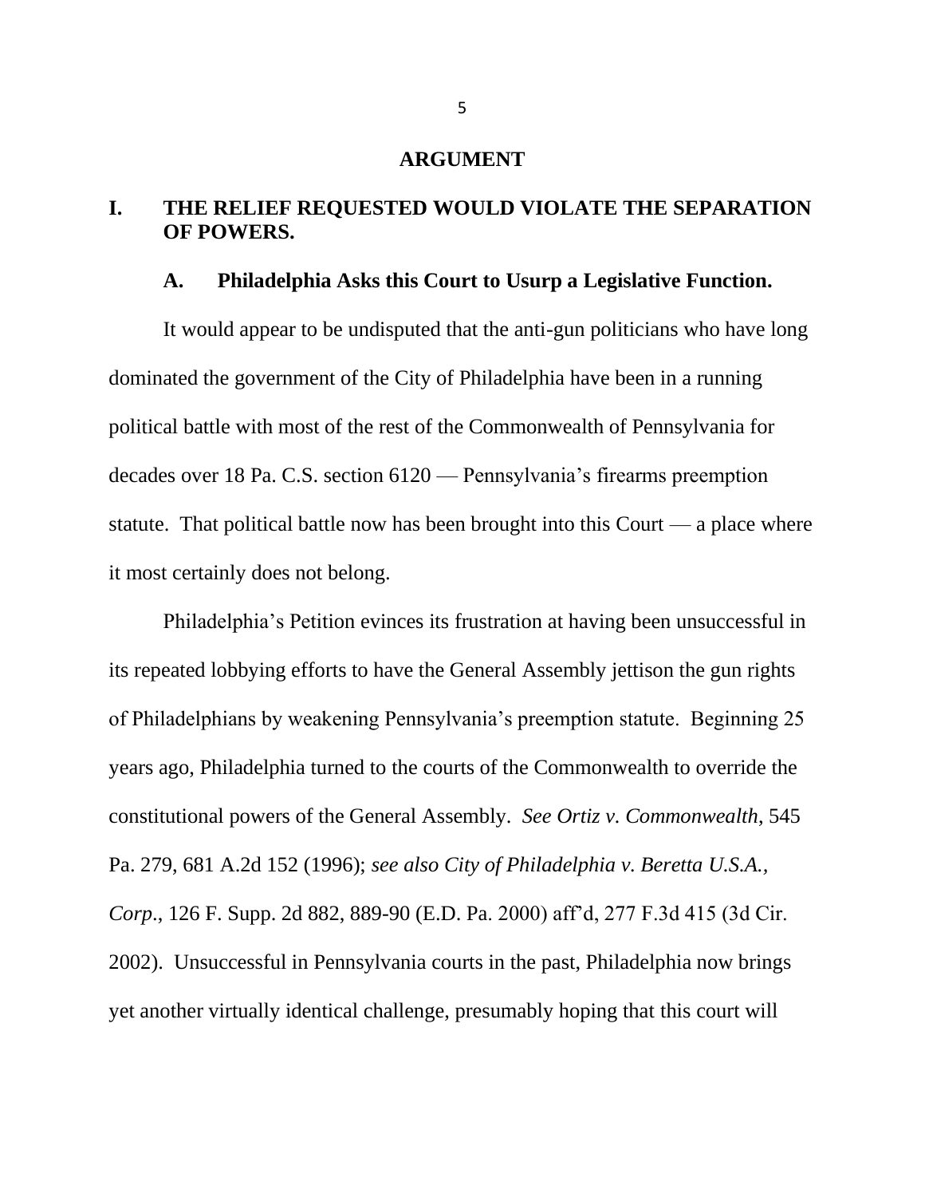## ARGUMENT

### I. THE RELIEF REQUESTED WOULD VIOLATE THE SEPARATION OF POWERS.

#### A. Philadelphia Asks this Court to Usurp a Legislative Function.

It would appear to be undisputed that the anti-gun politicians who have long dominated the government of the City of Philadelphia have been in a running political battle with most of the rest of the Commonwealth of Pennsylvania for decades over 18 Pa. C.S. section 6120 — Pennsylvania's firearms preemption statute. That political battle now has been brought into this Court — a place where it most certainly does not belong.

Philadelphia's Petition evinces its frustration at having been unsuccessful in its repeated lobbying efforts to have the General Assembly jettison the gun rights of Philadelphians by weakening Pennsylvania's preemption statute. Beginning 25 years ago, Philadelphia turned to the courts of the Commonwealth to override the constitutional powers of the General Assembly. *See Ortiz v. Commonwealth*, 545 Pa. 279, 681 A.2d 152 (1996); *see also City of Philadelphia v. Beretta U.S.A., Corp*., 126 F. Supp. 2d 882, 889-90 (E.D. Pa. 2000) aff'd, 277 F.3d 415 (3d Cir. 2002). Unsuccessful in Pennsylvania courts in the past, Philadelphia now brings yet another virtually identical challenge, presumably hoping that this court will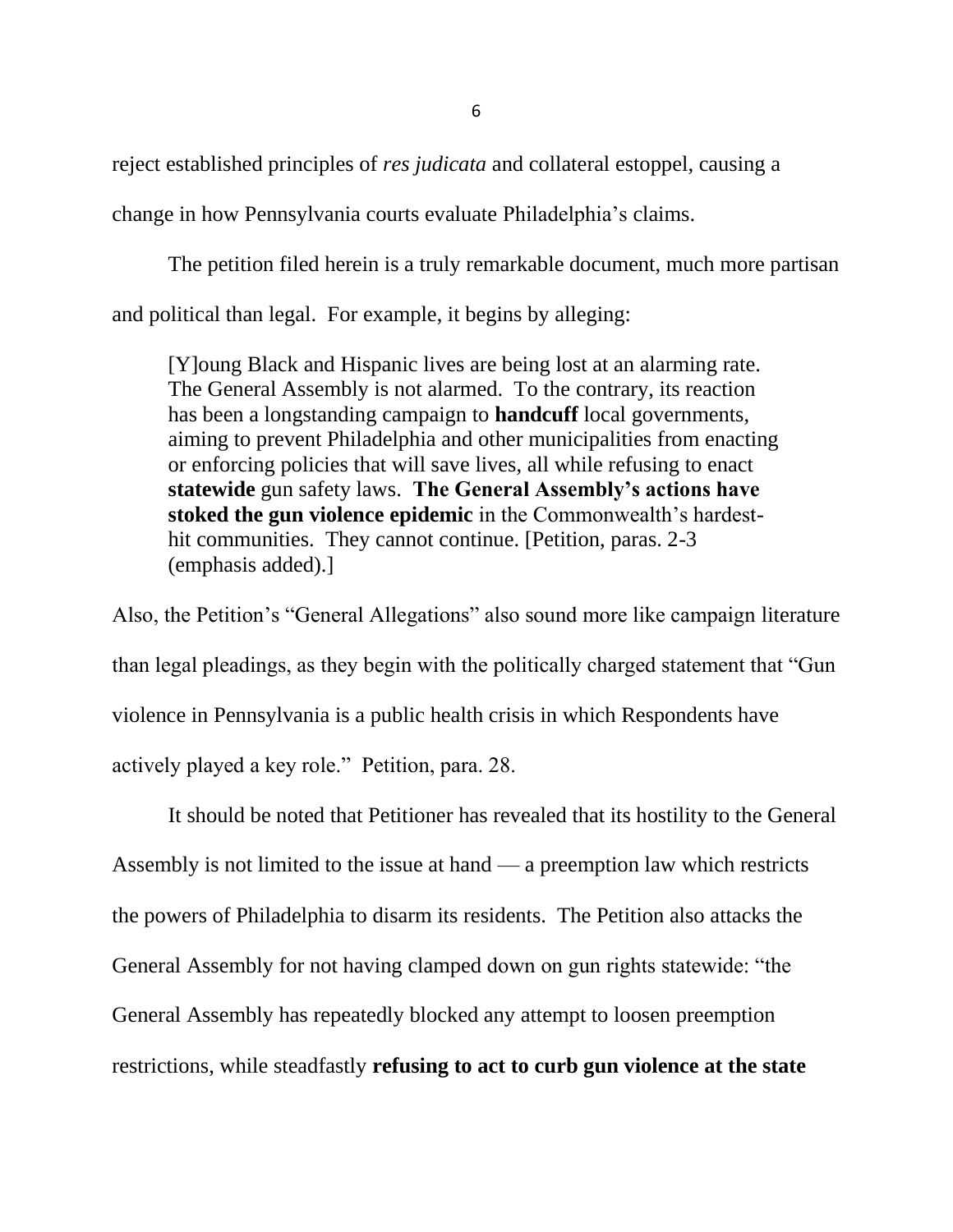reject established principles of *res judicata* and collateral estoppel, causing a change in how Pennsylvania courts evaluate Philadelphia's claims.

The petition filed herein is a truly remarkable document, much more partisan and political than legal. For example, it begins by alleging:

> [Y]oung Black and Hispanic lives are being lost at an alarming rate. The General Assembly is not alarmed. To the contrary, its reaction has been a longstanding campaign to **handcuff** local governments, aiming to prevent Philadelphia and other municipalities from enacting or enforcing policies that will save lives, all while refusing to enact **statewide** gun safety laws. **The General Assembly's actions have stoked the gun violence epidemic** in the Commonwealth's hardest-hit communities. They cannot continue. [Petition, paras. 2-3 (emphasis added).]

Also, the Petition's "General Allegations" also sound more like campaign literature than legal pleadings, as they begin with the politically charged statement that "Gun violence in Pennsylvania is a public health crisis in which Respondents have actively played a key role." Petition, para. 28.

It should be noted that Petitioner has revealed that its hostility to the General Assembly is not limited to the issue at hand — a preemption law which restricts the powers of Philadelphia to disarm its residents. The Petition also attacks the General Assembly for not having clamped down on gun rights statewide: "the General Assembly has repeatedly blocked any attempt to loosen preemption restrictions, while steadfastly **refusing to act to curb gun violence at the state**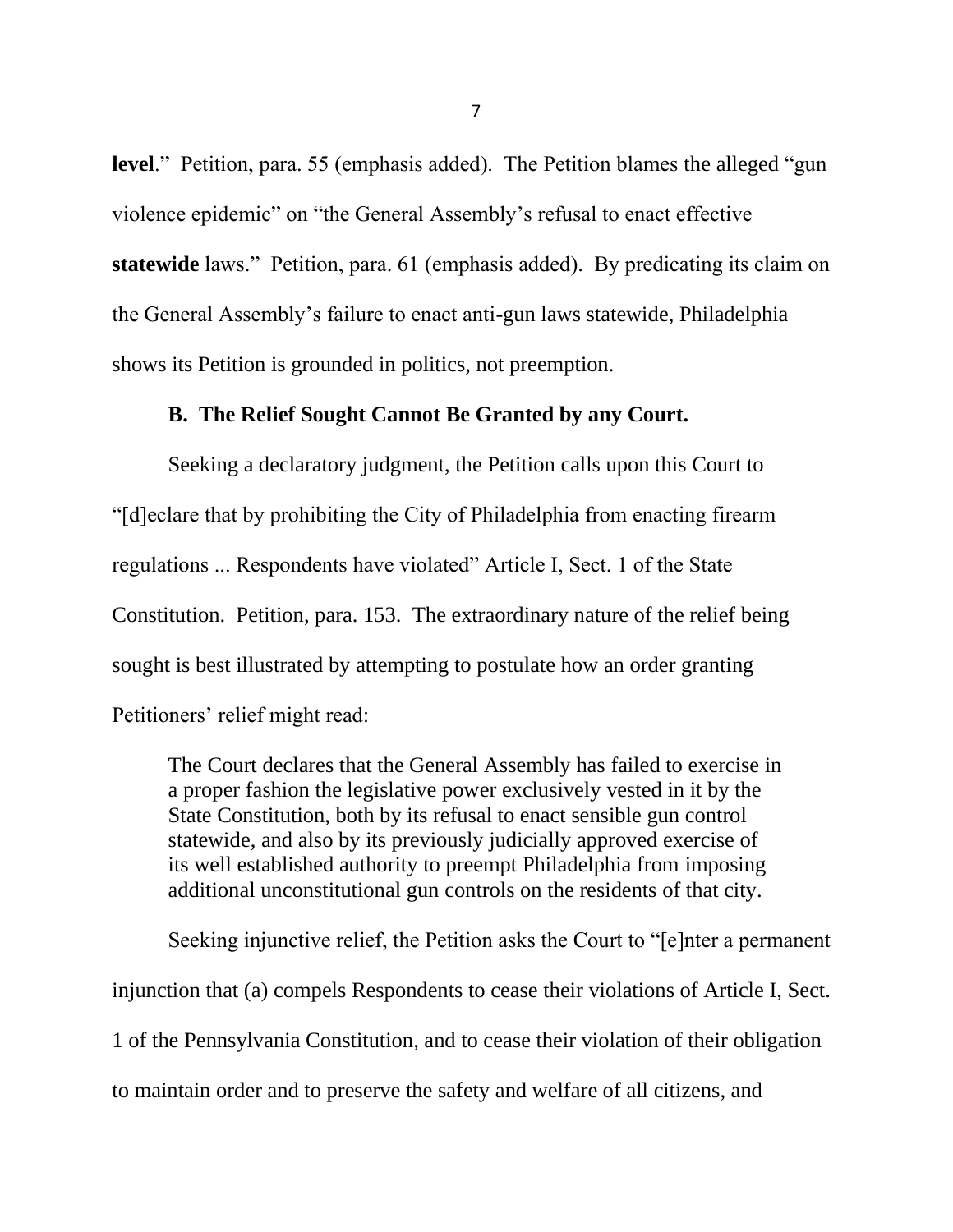**level**." Petition, para. 55 (emphasis added). The Petition blames the alleged "gun violence epidemic" on "the General Assembly's refusal to enact effective **statewide** laws." Petition, para. 61 (emphasis added). By predicating its claim on the General Assembly's failure to enact anti-gun laws statewide, Philadelphia shows its Petition is grounded in politics, not preemption.

### B. The Relief Sought Cannot Be Granted by any Court.

Seeking a declaratory judgment, the Petition calls upon this Court to "[d]eclare that by prohibiting the City of Philadelphia from enacting firearm regulations ... Respondents have violated" Article I, Sect. 1 of the State Constitution. Petition, para. 153. The extraordinary nature of the relief being sought is best illustrated by attempting to postulate how an order granting Petitioners' relief might read:

> The Court declares that the General Assembly has failed to exercise in a proper fashion the legislative power exclusively vested in it by the State Constitution, both by its refusal to enact sensible gun control statewide, and also by its previously judicially approved exercise of its well established authority to preempt Philadelphia from imposing additional unconstitutional gun controls on the residents of that city.

Seeking injunctive relief, the Petition asks the Court to "[e]nter a permanent injunction that (a) compels Respondents to cease their violations of Article I, Sect. 1 of the Pennsylvania Constitution, and to cease their violation of their obligation to maintain order and to preserve the safety and welfare of all citizens, and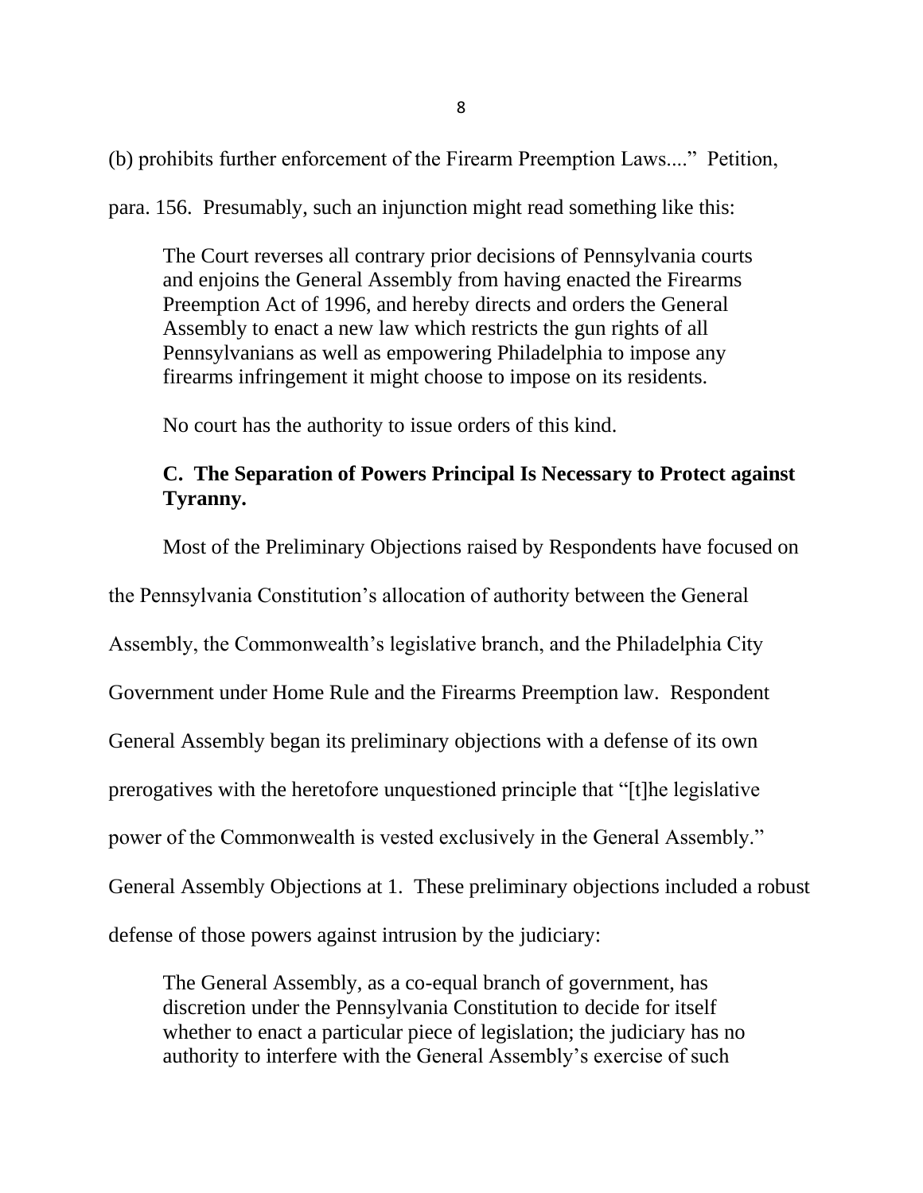(b) prohibits further enforcement of the Firearm Preemption Laws...." Petition, para. 156. Presumably, such an injunction might read something like this:

> The Court reverses all contrary prior decisions of Pennsylvania courts and enjoins the General Assembly from having enacted the Firearms Preemption Act of 1996, and hereby directs and orders the General Assembly to enact a new law which restricts the gun rights of all Pennsylvanians as well as empowering Philadelphia to impose any firearms infringement it might choose to impose on its residents.

No court has the authority to issue orders of this kind.

### C. The Separation of Powers Principal Is Necessary to Protect against Tyranny.

Most of the Preliminary Objections raised by Respondents have focused on the Pennsylvania Constitution's allocation of authority between the General Assembly, the Commonwealth's legislative branch, and the Philadelphia City Government under Home Rule and the Firearms Preemption law. Respondent General Assembly began its preliminary objections with a defense of its own prerogatives with the heretofore unquestioned principle that "[t]he legislative power of the Commonwealth is vested exclusively in the General Assembly." General Assembly Objections at 1. These preliminary objections included a robust defense of those powers against intrusion by the judiciary:

> The General Assembly, as a co-equal branch of government, has discretion under the Pennsylvania Constitution to decide for itself whether to enact a particular piece of legislation; the judiciary has no authority to interfere with the General Assembly's exercise of such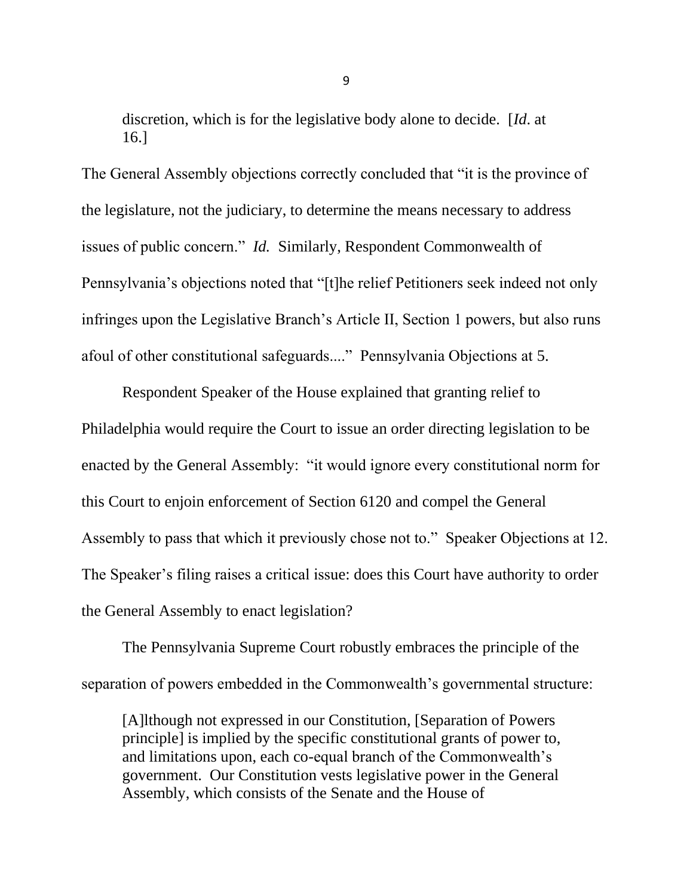> discretion, which is for the legislative body alone to decide. [*Id*. at 16.]

The General Assembly objections correctly concluded that "it is the province of the legislature, not the judiciary, to determine the means necessary to address issues of public concern." *Id.* Similarly, Respondent Commonwealth of Pennsylvania's objections noted that "[t]he relief Petitioners seek indeed not only infringes upon the Legislative Branch's Article II, Section 1 powers, but also runs afoul of other constitutional safeguards...." Pennsylvania Objections at 5.

Respondent Speaker of the House explained that granting relief to Philadelphia would require the Court to issue an order directing legislation to be enacted by the General Assembly: "it would ignore every constitutional norm for this Court to enjoin enforcement of Section 6120 and compel the General Assembly to pass that which it previously chose not to." Speaker Objections at 12. The Speaker's filing raises a critical issue: does this Court have authority to order the General Assembly to enact legislation?

The Pennsylvania Supreme Court robustly embraces the principle of the separation of powers embedded in the Commonwealth's governmental structure:

> [A]lthough not expressed in our Constitution, [Separation of Powers principle] is implied by the specific constitutional grants of power to, and limitations upon, each co-equal branch of the Commonwealth's government. Our Constitution vests legislative power in the General Assembly, which consists of the Senate and the House of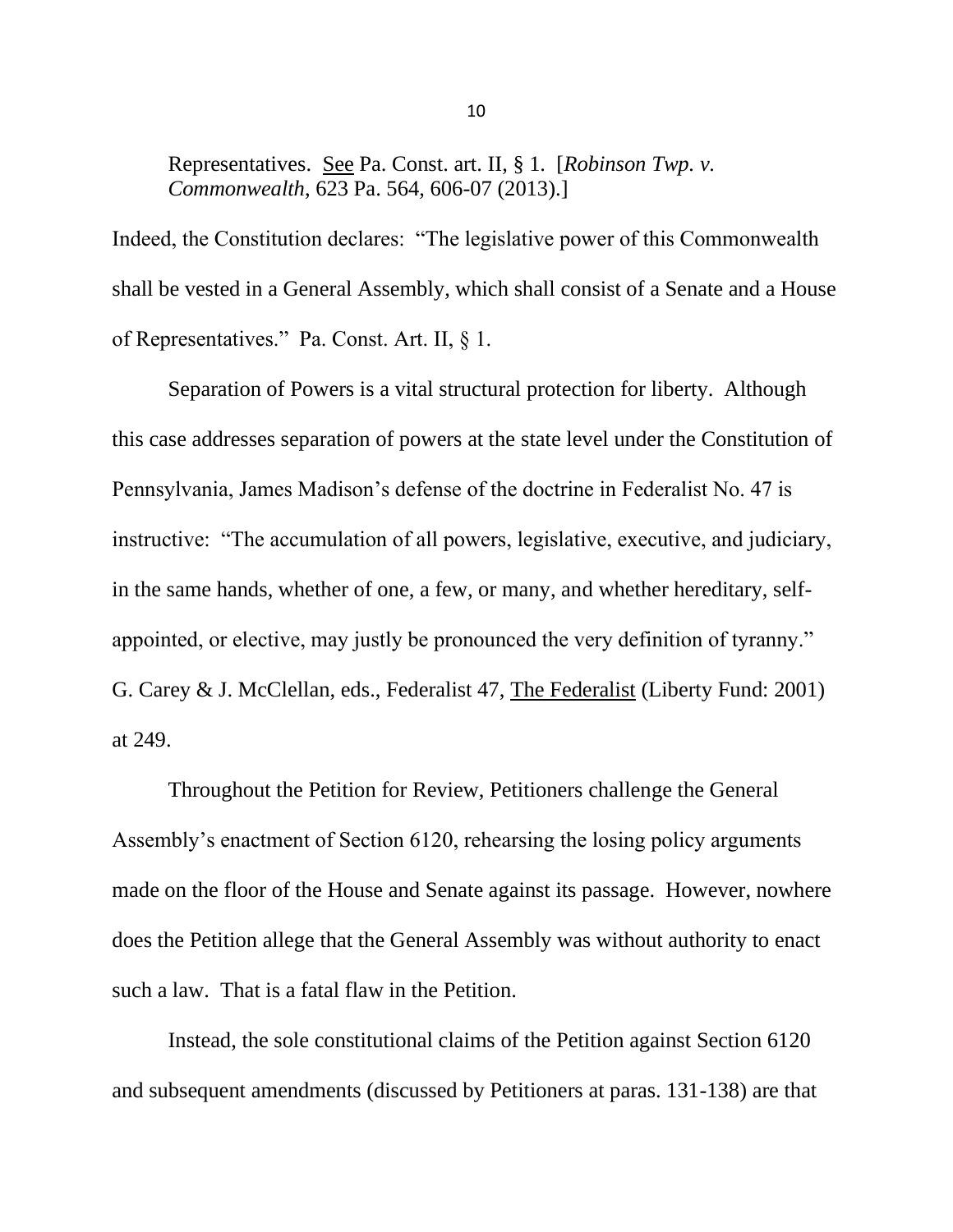> Representatives. See Pa. Const. art. II, § 1. [*Robinson Twp. v. Commonwealth*, 623 Pa. 564, 606-07 (2013).]

Indeed, the Constitution declares: "The legislative power of this Commonwealth shall be vested in a General Assembly, which shall consist of a Senate and a House of Representatives." Pa. Const. Art. II, § 1.

Separation of Powers is a vital structural protection for liberty. Although this case addresses separation of powers at the state level under the Constitution of Pennsylvania, James Madison's defense of the doctrine in Federalist No. 47 is instructive: "The accumulation of all powers, legislative, executive, and judiciary, in the same hands, whether of one, a few, or many, and whether hereditary, self-appointed, or elective, may justly be pronounced the very definition of tyranny." G. Carey & J. McClellan, eds., Federalist 47, The Federalist (Liberty Fund: 2001) at 249.

Throughout the Petition for Review, Petitioners challenge the General Assembly's enactment of Section 6120, rehearsing the losing policy arguments made on the floor of the House and Senate against its passage. However, nowhere does the Petition allege that the General Assembly was without authority to enact such a law. That is a fatal flaw in the Petition.

Instead, the sole constitutional claims of the Petition against Section 6120 and subsequent amendments (discussed by Petitioners at paras. 131-138) are that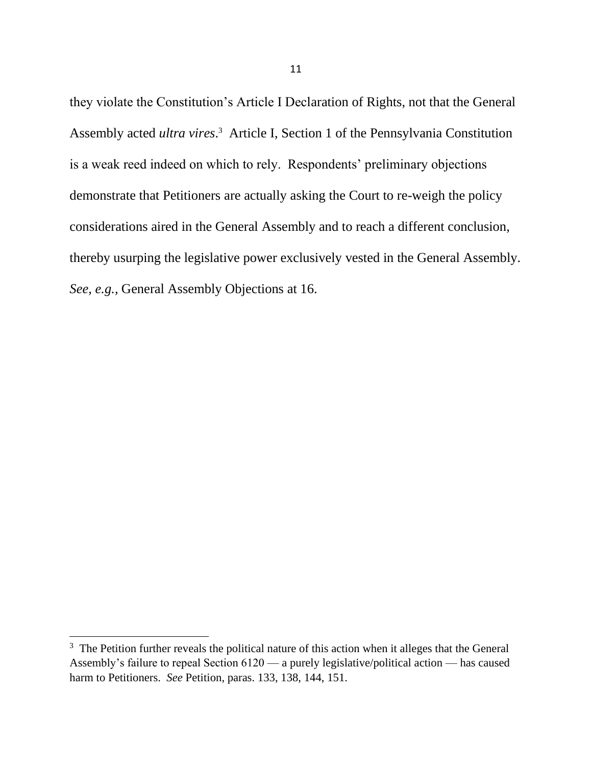they violate the Constitution's Article I Declaration of Rights, not that the General Assembly acted *ultra vires*.[3] Article I, Section 1 of the Pennsylvania Constitution is a weak reed indeed on which to rely. Respondents' preliminary objections demonstrate that Petitioners are actually asking the Court to re-weigh the policy considerations aired in the General Assembly and to reach a different conclusion, thereby usurping the legislative power exclusively vested in the General Assembly. *See, e.g.*, General Assembly Objections at 16.

---

[3] The Petition further reveals the political nature of this action when it alleges that the General Assembly's failure to repeal Section 6120 — a purely legislative/political action — has caused harm to Petitioners. *See* Petition, paras. 133, 138, 144, 151.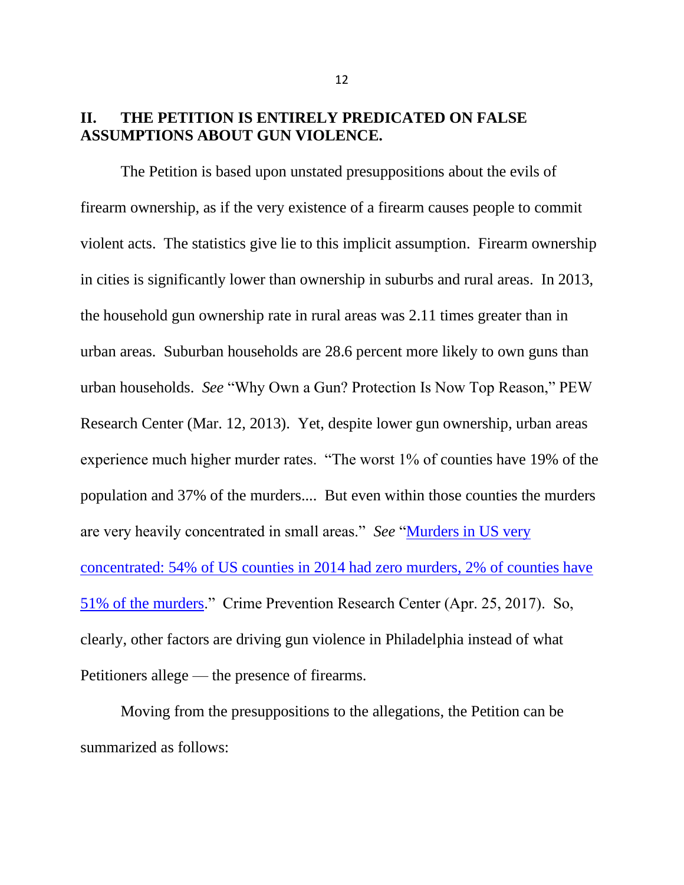## II. THE PETITION IS ENTIRELY PREDICATED ON FALSE ASSUMPTIONS ABOUT GUN VIOLENCE.

The Petition is based upon unstated presuppositions about the evils of firearm ownership, as if the very existence of a firearm causes people to commit violent acts. The statistics give lie to this implicit assumption. Firearm ownership in cities is significantly lower than ownership in suburbs and rural areas. In 2013, the household gun ownership rate in rural areas was 2.11 times greater than in urban areas. Suburban households are 28.6 percent more likely to own guns than urban households. *See* "Why Own a Gun? Protection Is Now Top Reason," PEW Research Center (Mar. 12, 2013). Yet, despite lower gun ownership, urban areas experience much higher murder rates. "The worst 1% of counties have 19% of the population and 37% of the murders.... But even within those counties the murders are very heavily concentrated in small areas." *See* "Murders in US very concentrated: 54% of US counties in 2014 had zero murders, 2% of counties have 51% of the murders." Crime Prevention Research Center (Apr. 25, 2017). So, clearly, other factors are driving gun violence in Philadelphia instead of what Petitioners allege — the presence of firearms.

Moving from the presuppositions to the allegations, the Petition can be summarized as follows: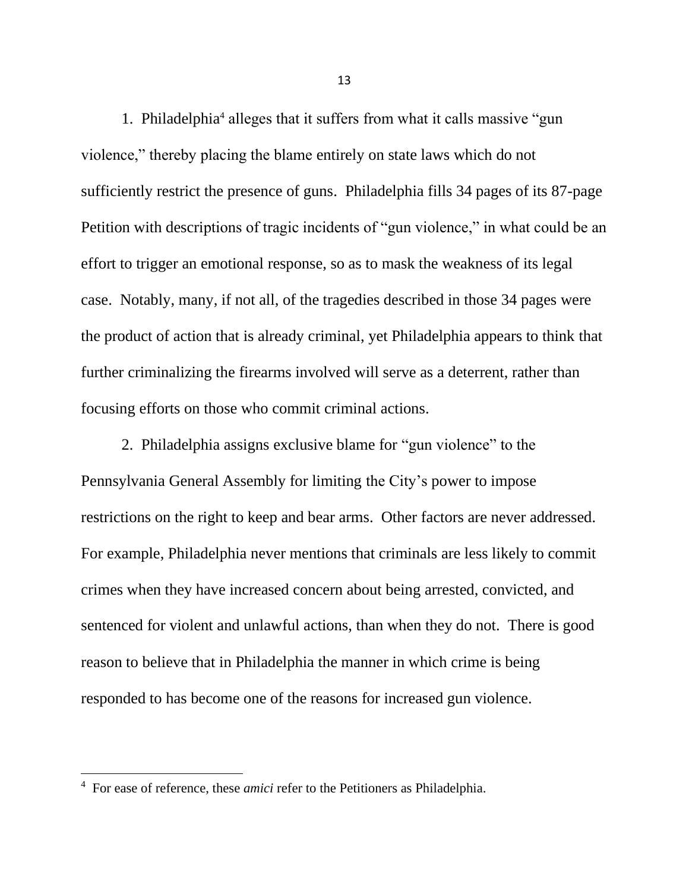1. Philadelphia[4] alleges that it suffers from what it calls massive "gun violence," thereby placing the blame entirely on state laws which do not sufficiently restrict the presence of guns. Philadelphia fills 34 pages of its 87-page Petition with descriptions of tragic incidents of "gun violence," in what could be an effort to trigger an emotional response, so as to mask the weakness of its legal case. Notably, many, if not all, of the tragedies described in those 34 pages were the product of action that is already criminal, yet Philadelphia appears to think that further criminalizing the firearms involved will serve as a deterrent, rather than focusing efforts on those who commit criminal actions.

2. Philadelphia assigns exclusive blame for "gun violence" to the Pennsylvania General Assembly for limiting the City's power to impose restrictions on the right to keep and bear arms. Other factors are never addressed. For example, Philadelphia never mentions that criminals are less likely to commit crimes when they have increased concern about being arrested, convicted, and sentenced for violent and unlawful actions, than when they do not. There is good reason to believe that in Philadelphia the manner in which crime is being responded to has become one of the reasons for increased gun violence.

[4] For ease of reference, these *amici* refer to the Petitioners as Philadelphia.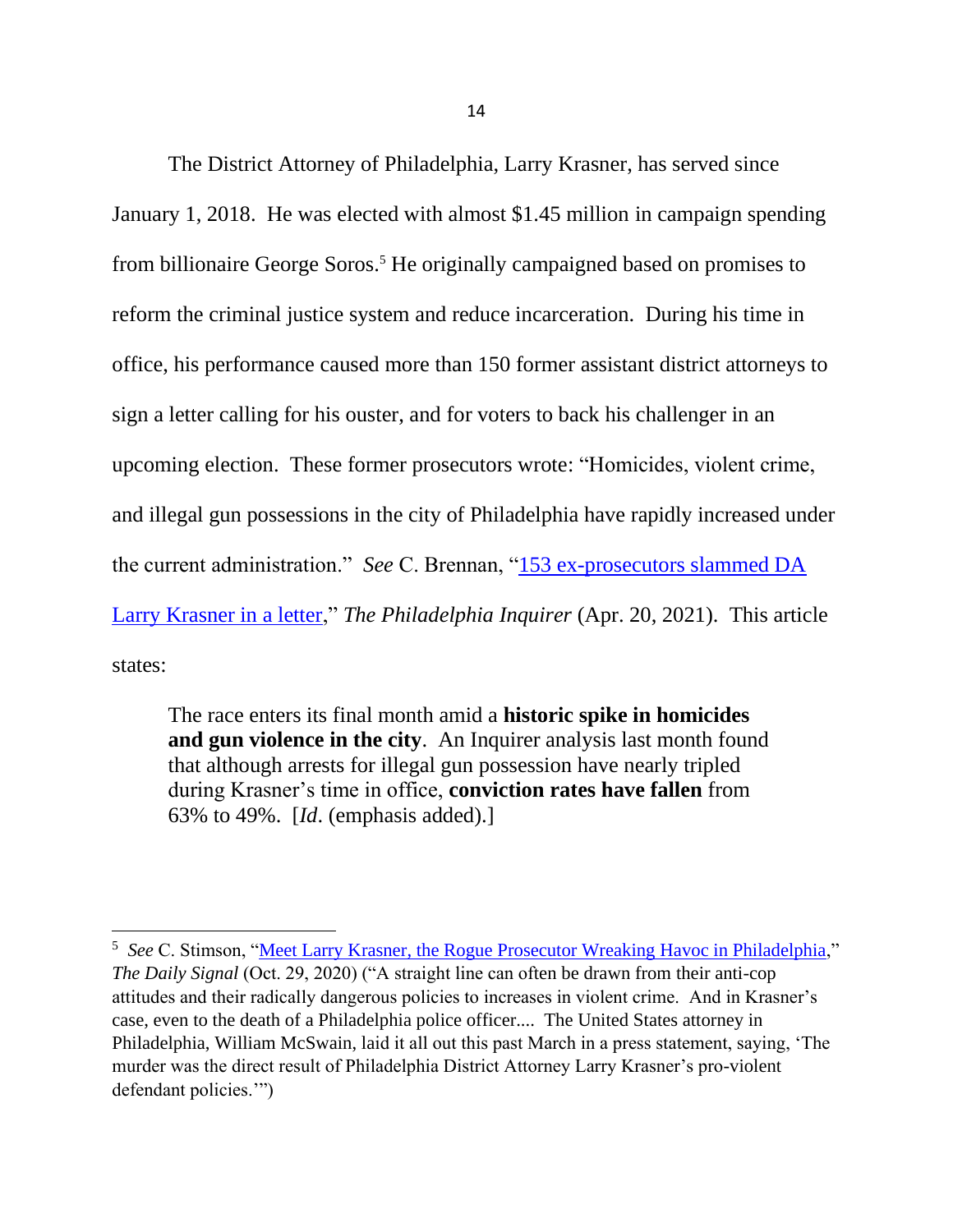The District Attorney of Philadelphia, Larry Krasner, has served since January 1, 2018. He was elected with almost $1.45 million in campaign spending from billionaire George Soros.[5] He originally campaigned based on promises to reform the criminal justice system and reduce incarceration. During his time in office, his performance caused more than 150 former assistant district attorneys to sign a letter calling for his ouster, and for voters to back his challenger in an upcoming election. These former prosecutors wrote: "Homicides, violent crime, and illegal gun possessions in the city of Philadelphia have rapidly increased under the current administration." *See* C. Brennan, "153 ex-prosecutors slammed DA Larry Krasner in a letter," *The Philadelphia Inquirer* (Apr. 20, 2021). This article states:

> The race enters its final month amid a **historic spike in homicides and gun violence in the city**. An Inquirer analysis last month found that although arrests for illegal gun possession have nearly tripled during Krasner's time in office, **conviction rates have fallen** from 63% to 49%. [*Id*. (emphasis added).]

---

[5] *See* C. Stimson, "Meet Larry Krasner, the Rogue Prosecutor Wreaking Havoc in Philadelphia," *The Daily Signal* (Oct. 29, 2020) ("A straight line can often be drawn from their anti-cop attitudes and their radically dangerous policies to increases in violent crime. And in Krasner's case, even to the death of a Philadelphia police officer.... The United States attorney in Philadelphia, William McSwain, laid it all out this past March in a press statement, saying, 'The murder was the direct result of Philadelphia District Attorney Larry Krasner's pro-violent defendant policies.'")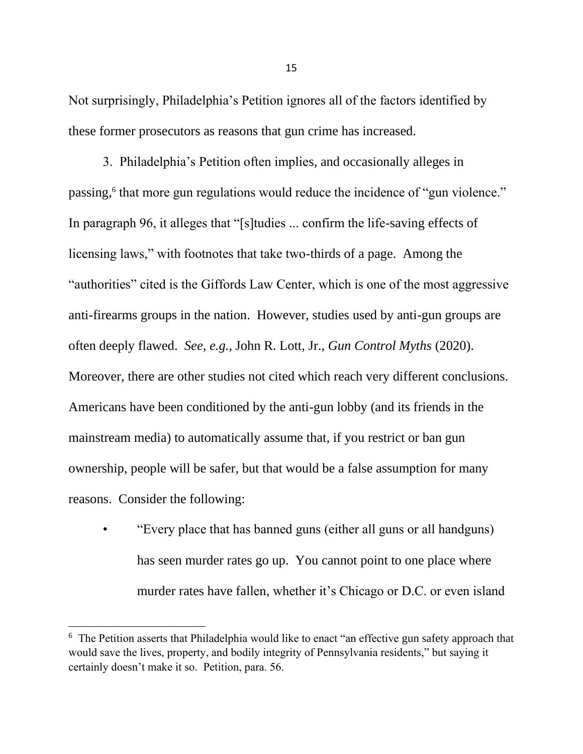Not surprisingly, Philadelphia's Petition ignores all of the factors identified by these former prosecutors as reasons that gun crime has increased.

3. Philadelphia's Petition often implies, and occasionally alleges in passing,[6] that more gun regulations would reduce the incidence of "gun violence." In paragraph 96, it alleges that "[s]tudies ... confirm the life-saving effects of licensing laws," with footnotes that take two-thirds of a page. Among the "authorities" cited is the Giffords Law Center, which is one of the most aggressive anti-firearms groups in the nation. However, studies used by anti-gun groups are often deeply flawed. *See, e.g.*, John R. Lott, Jr., *Gun Control Myths* (2020). Moreover, there are other studies not cited which reach very different conclusions. Americans have been conditioned by the anti-gun lobby (and its friends in the mainstream media) to automatically assume that, if you restrict or ban gun ownership, people will be safer, but that would be a false assumption for many reasons. Consider the following:

- "Every place that has banned guns (either all guns or all handguns) has seen murder rates go up. You cannot point to one place where murder rates have fallen, whether it's Chicago or D.C. or even island

[6] The Petition asserts that Philadelphia would like to enact "an effective gun safety approach that would save the lives, property, and bodily integrity of Pennsylvania residents," but saying it certainly doesn't make it so. Petition, para. 56.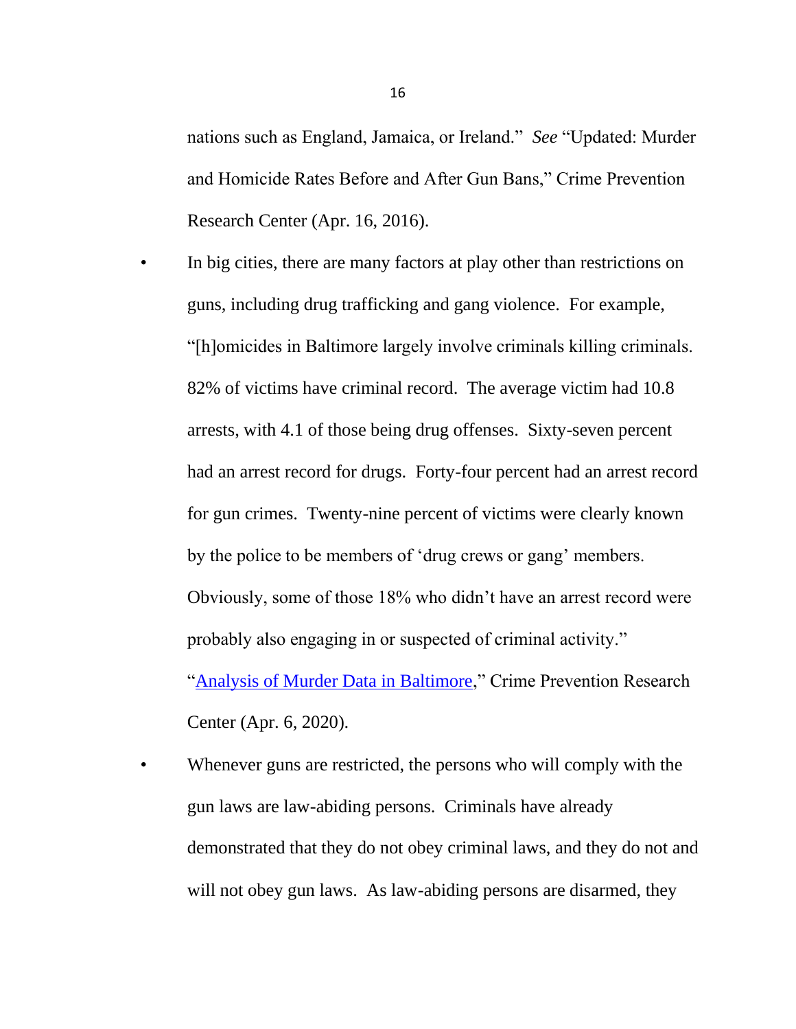nations such as England, Jamaica, or Ireland." *See* "Updated: Murder and Homicide Rates Before and After Gun Bans," Crime Prevention Research Center (Apr. 16, 2016).

- In big cities, there are many factors at play other than restrictions on guns, including drug trafficking and gang violence. For example, "[h]omicides in Baltimore largely involve criminals killing criminals. 82% of victims have criminal record. The average victim had 10.8 arrests, with 4.1 of those being drug offenses. Sixty-seven percent had an arrest record for drugs. Forty-four percent had an arrest record for gun crimes. Twenty-nine percent of victims were clearly known by the police to be members of 'drug crews or gang' members. Obviously, some of those 18% who didn't have an arrest record were probably also engaging in or suspected of criminal activity." "Analysis of Murder Data in Baltimore," Crime Prevention Research Center (Apr. 6, 2020).
- Whenever guns are restricted, the persons who will comply with the gun laws are law-abiding persons. Criminals have already demonstrated that they do not obey criminal laws, and they do not and will not obey gun laws. As law-abiding persons are disarmed, they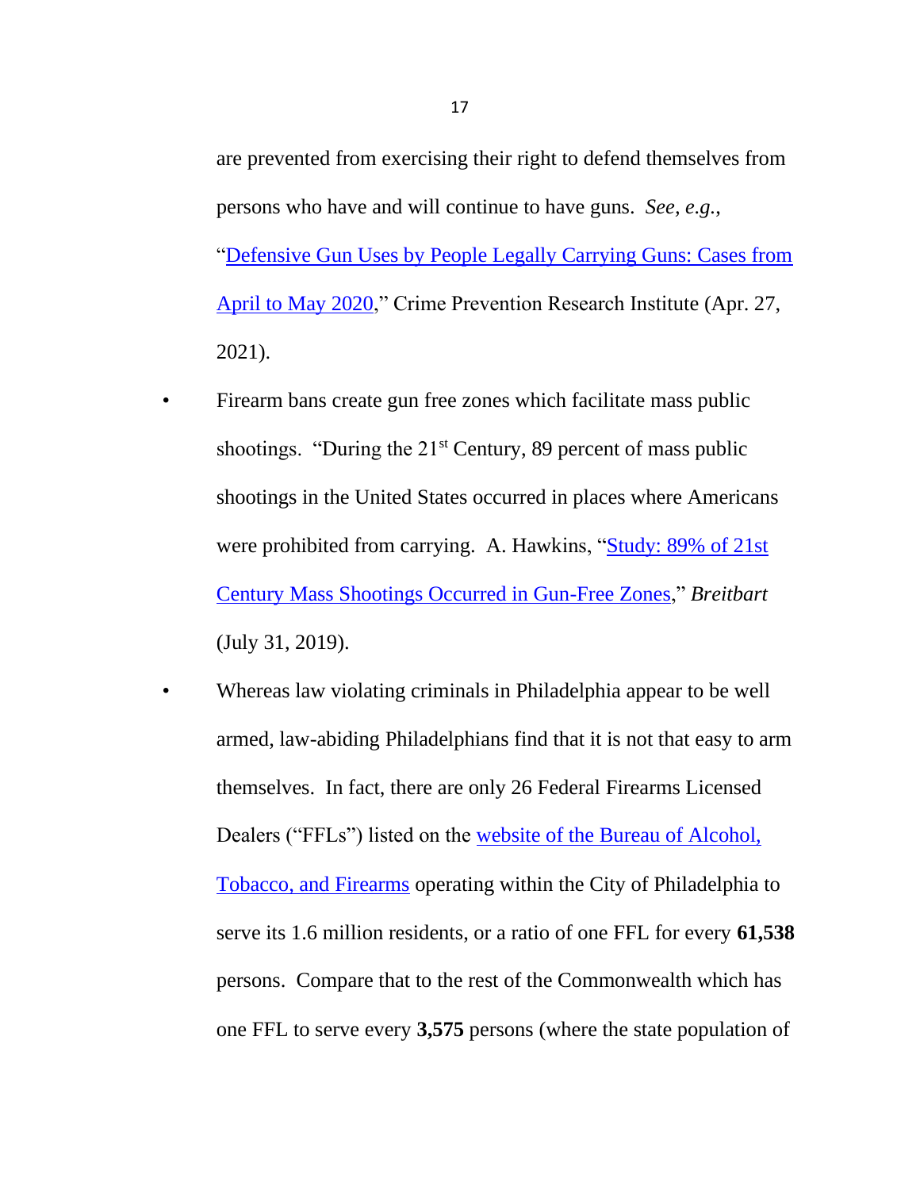are prevented from exercising their right to defend themselves from persons who have and will continue to have guns. *See, e.g.*, "Defensive Gun Uses by People Legally Carrying Guns: Cases from April to May 2020," Crime Prevention Research Institute (Apr. 27, 2021).

- Firearm bans create gun free zones which facilitate mass public shootings. "During the 21st Century, 89 percent of mass public shootings in the United States occurred in places where Americans were prohibited from carrying. A. Hawkins, "Study: 89% of 21st Century Mass Shootings Occurred in Gun-Free Zones," *Breitbart* (July 31, 2019).

- Whereas law violating criminals in Philadelphia appear to be well armed, law-abiding Philadelphians find that it is not that easy to arm themselves. In fact, there are only 26 Federal Firearms Licensed Dealers ("FFLs") listed on the website of the Bureau of Alcohol, Tobacco, and Firearms operating within the City of Philadelphia to serve its 1.6 million residents, or a ratio of one FFL for every **61,538** persons. Compare that to the rest of the Commonwealth which has one FFL to serve every **3,575** persons (where the state population of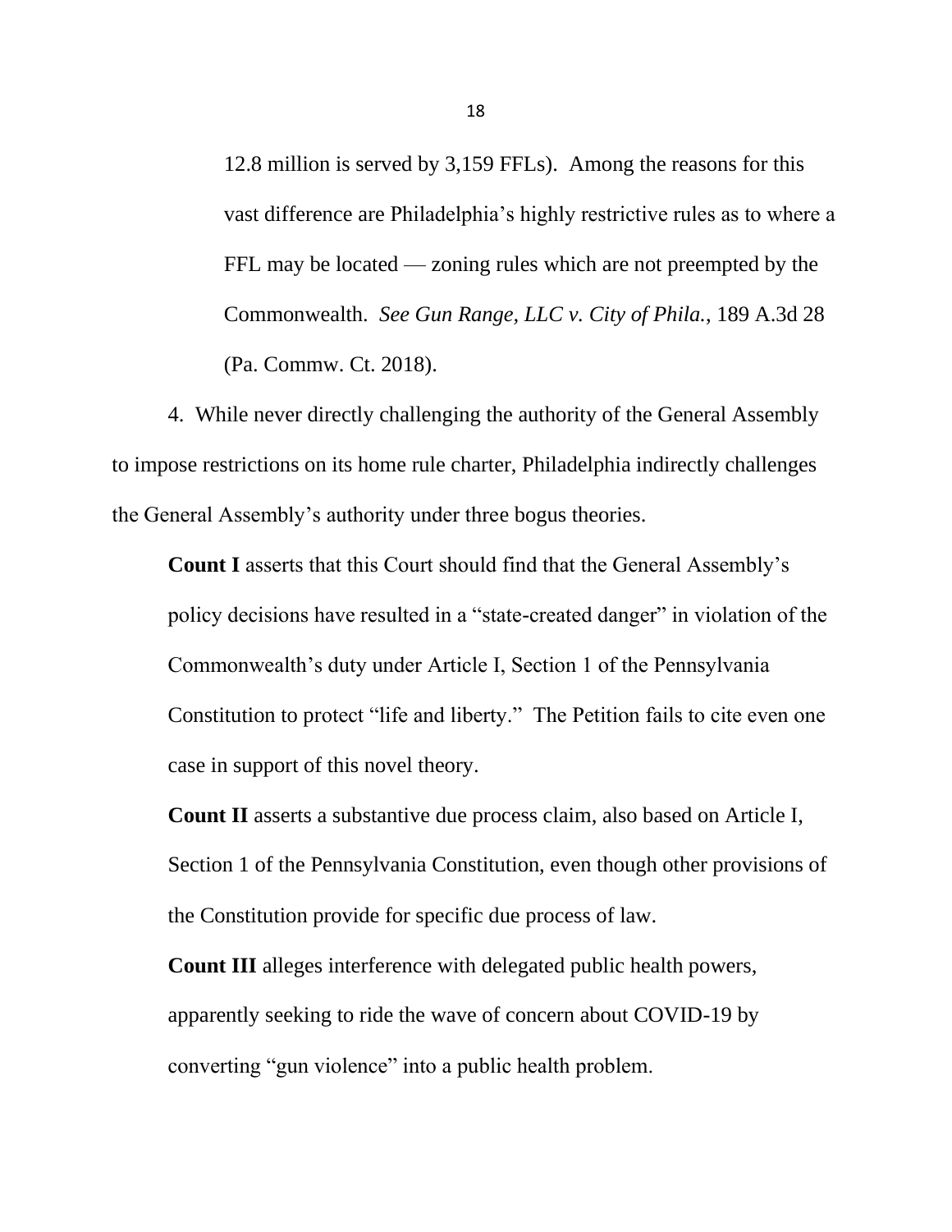12.8 million is served by 3,159 FFLs). Among the reasons for this vast difference are Philadelphia's highly restrictive rules as to where a FFL may be located — zoning rules which are not preempted by the Commonwealth. *See Gun Range, LLC v. City of Phila.*, 189 A.3d 28 (Pa. Commw. Ct. 2018).

4. While never directly challenging the authority of the General Assembly to impose restrictions on its home rule charter, Philadelphia indirectly challenges the General Assembly's authority under three bogus theories.

**Count I** asserts that this Court should find that the General Assembly's policy decisions have resulted in a "state-created danger" in violation of the Commonwealth's duty under Article I, Section 1 of the Pennsylvania Constitution to protect "life and liberty." The Petition fails to cite even one case in support of this novel theory.

**Count II** asserts a substantive due process claim, also based on Article I, Section 1 of the Pennsylvania Constitution, even though other provisions of the Constitution provide for specific due process of law.

**Count III** alleges interference with delegated public health powers, apparently seeking to ride the wave of concern about COVID-19 by converting "gun violence" into a public health problem.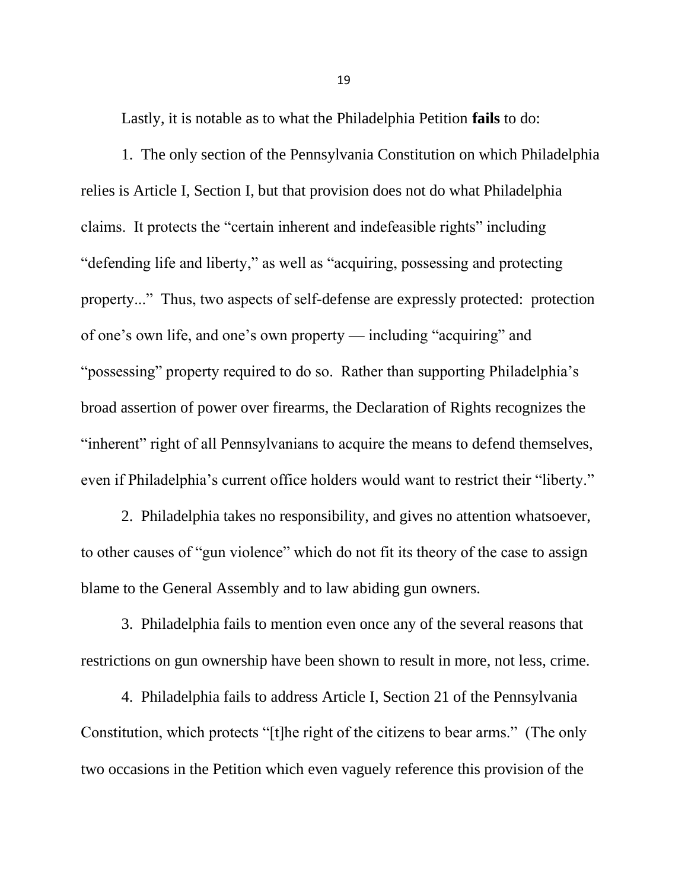Lastly, it is notable as to what the Philadelphia Petition **fails** to do:

1. The only section of the Pennsylvania Constitution on which Philadelphia relies is Article I, Section I, but that provision does not do what Philadelphia claims. It protects the "certain inherent and indefeasible rights" including "defending life and liberty," as well as "acquiring, possessing and protecting property..." Thus, two aspects of self-defense are expressly protected: protection of one's own life, and one's own property — including "acquiring" and "possessing" property required to do so. Rather than supporting Philadelphia's broad assertion of power over firearms, the Declaration of Rights recognizes the "inherent" right of all Pennsylvanians to acquire the means to defend themselves, even if Philadelphia's current office holders would want to restrict their "liberty."

2. Philadelphia takes no responsibility, and gives no attention whatsoever, to other causes of "gun violence" which do not fit its theory of the case to assign blame to the General Assembly and to law abiding gun owners.

3. Philadelphia fails to mention even once any of the several reasons that restrictions on gun ownership have been shown to result in more, not less, crime.

4. Philadelphia fails to address Article I, Section 21 of the Pennsylvania Constitution, which protects "[t]he right of the citizens to bear arms." (The only two occasions in the Petition which even vaguely reference this provision of the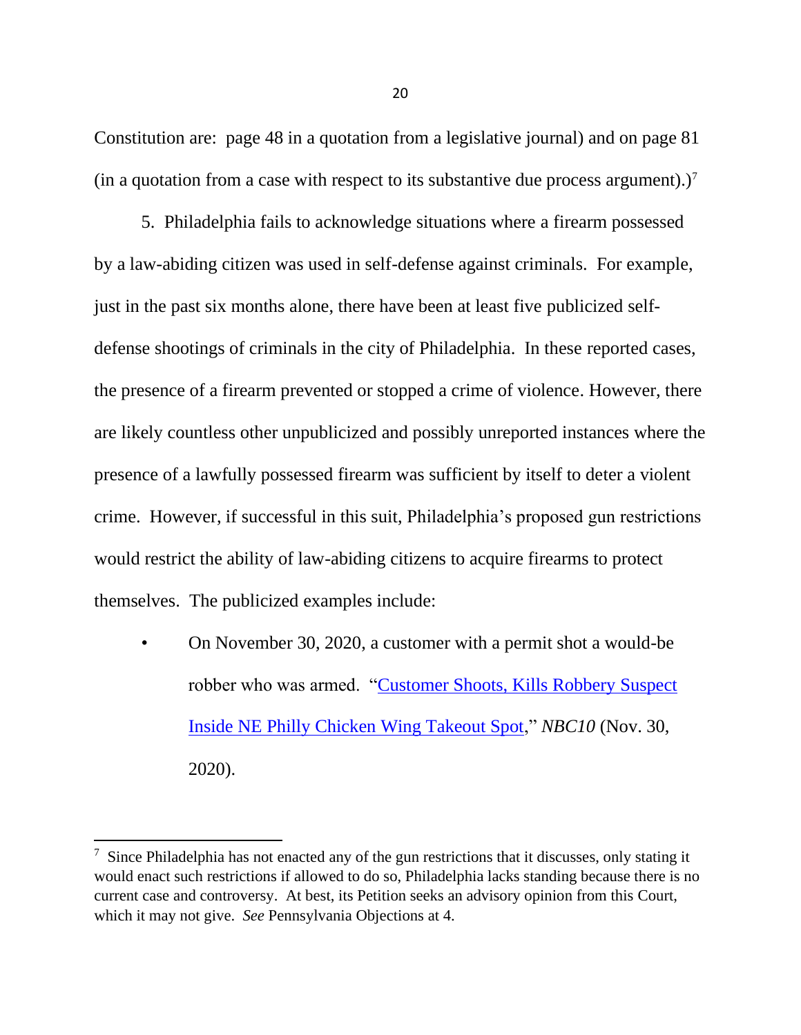Constitution are: page 48 in a quotation from a legislative journal) and on page 81 (in a quotation from a case with respect to its substantive due process argument).)[7]

5. Philadelphia fails to acknowledge situations where a firearm possessed by a law-abiding citizen was used in self-defense against criminals. For example, just in the past six months alone, there have been at least five publicized self-defense shootings of criminals in the city of Philadelphia. In these reported cases, the presence of a firearm prevented or stopped a crime of violence. However, there are likely countless other unpublicized and possibly unreported instances where the presence of a lawfully possessed firearm was sufficient by itself to deter a violent crime. However, if successful in this suit, Philadelphia's proposed gun restrictions would restrict the ability of law-abiding citizens to acquire firearms to protect themselves. The publicized examples include:

- On November 30, 2020, a customer with a permit shot a would-be robber who was armed. "Customer Shoots, Kills Robbery Suspect Inside NE Philly Chicken Wing Takeout Spot," *NBC10* (Nov. 30, 2020).

---

[7] Since Philadelphia has not enacted any of the gun restrictions that it discusses, only stating it would enact such restrictions if allowed to do so, Philadelphia lacks standing because there is no current case and controversy. At best, its Petition seeks an advisory opinion from this Court, which it may not give. *See* Pennsylvania Objections at 4.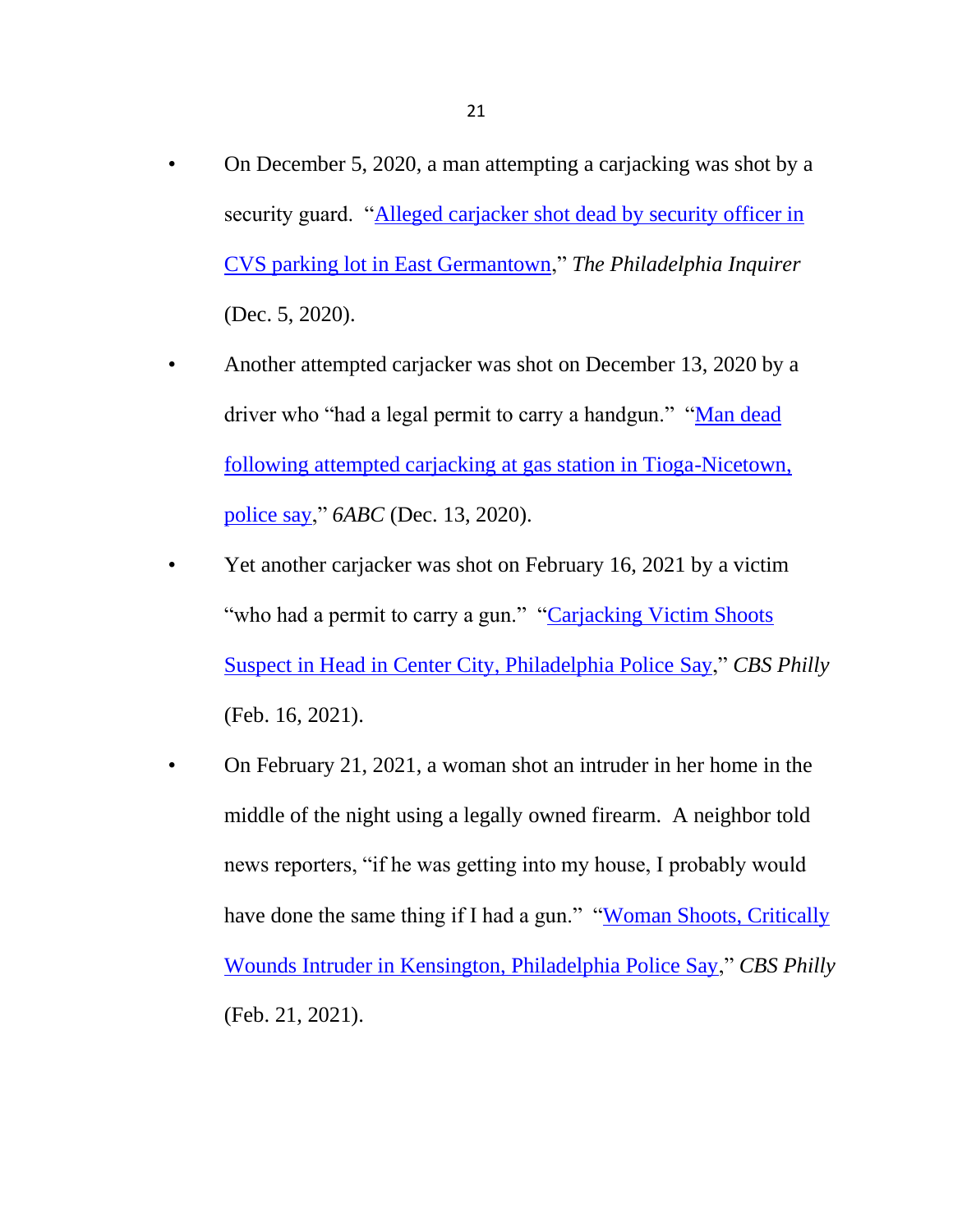- On December 5, 2020, a man attempting a carjacking was shot by a security guard. "[Alleged carjacker shot dead by security officer in CVS parking lot in East Germantown](#)," *The Philadelphia Inquirer* (Dec. 5, 2020).
- Another attempted carjacker was shot on December 13, 2020 by a driver who "had a legal permit to carry a handgun." "[Man dead following attempted carjacking at gas station in Tioga-Nicetown, police say](#)," *6ABC* (Dec. 13, 2020).
- Yet another carjacker was shot on February 16, 2021 by a victim "who had a permit to carry a gun." "[Carjacking Victim Shoots Suspect in Head in Center City, Philadelphia Police Say](#)," *CBS Philly* (Feb. 16, 2021).
- On February 21, 2021, a woman shot an intruder in her home in the middle of the night using a legally owned firearm. A neighbor told news reporters, "if he was getting into my house, I probably would have done the same thing if I had a gun." "[Woman Shoots, Critically Wounds Intruder in Kensington, Philadelphia Police Say](#)," *CBS Philly* (Feb. 21, 2021).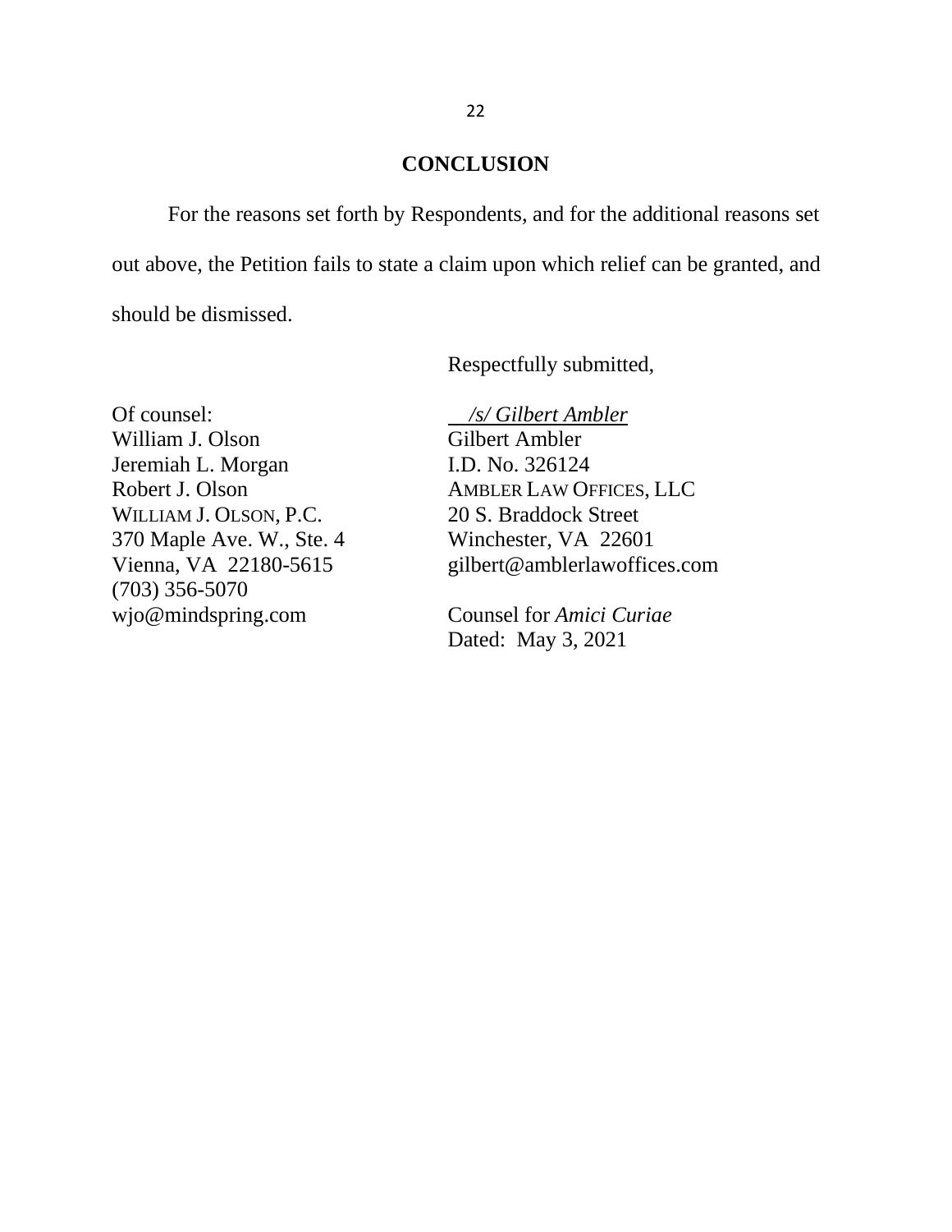## CONCLUSION

For the reasons set forth by Respondents, and for the additional reasons set out above, the Petition fails to state a claim upon which relief can be granted, and should be dismissed.

Respectfully submitted,

*/s/ Gilbert Ambler*
Gilbert Ambler
I.D. No. 326124
AMBLER LAW OFFICES, LLC
20 S. Braddock Street
Winchester, VA 22601
gilbert@amblerlawoffices.com

Counsel for *Amici Curiae*
Dated: May 3, 2021

Of counsel:
William J. Olson
Jeremiah L. Morgan
Robert J. Olson
WILLIAM J. OLSON, P.C.
370 Maple Ave. W., Ste. 4
Vienna, VA 22180-5615
(703) 356-5070
wjo@mindspring.com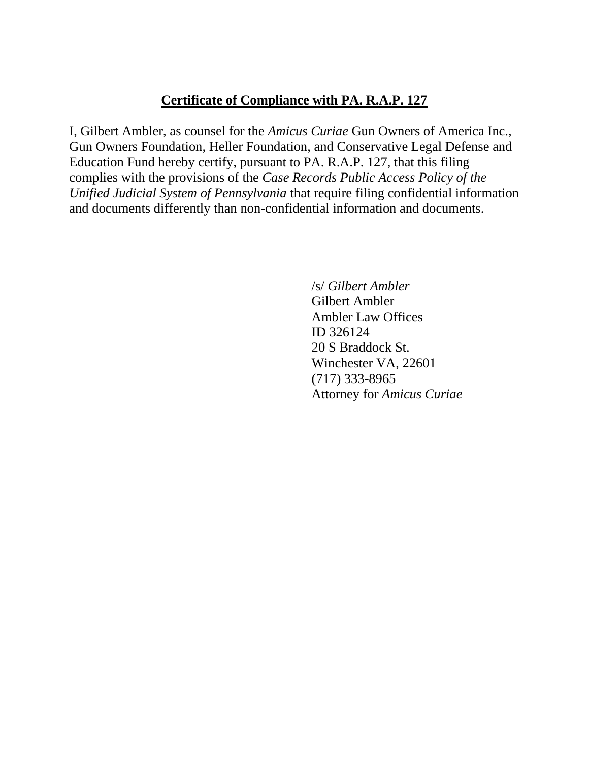## **Certificate of Compliance with PA. R.A.P. 127**

I, Gilbert Ambler, as counsel for the *Amicus Curiae* Gun Owners of America Inc., Gun Owners Foundation, Heller Foundation, and Conservative Legal Defense and Education Fund hereby certify, pursuant to PA. R.A.P. 127, that this filing complies with the provisions of the *Case Records Public Access Policy of the Unified Judicial System of Pennsylvania* that require filing confidential information and documents differently than non-confidential information and documents.

/s/ *Gilbert Ambler*
Gilbert Ambler
Ambler Law Offices
ID 326124
20 S Braddock St.
Winchester VA, 22601
(717) 333-8965
Attorney for *Amicus Curiae*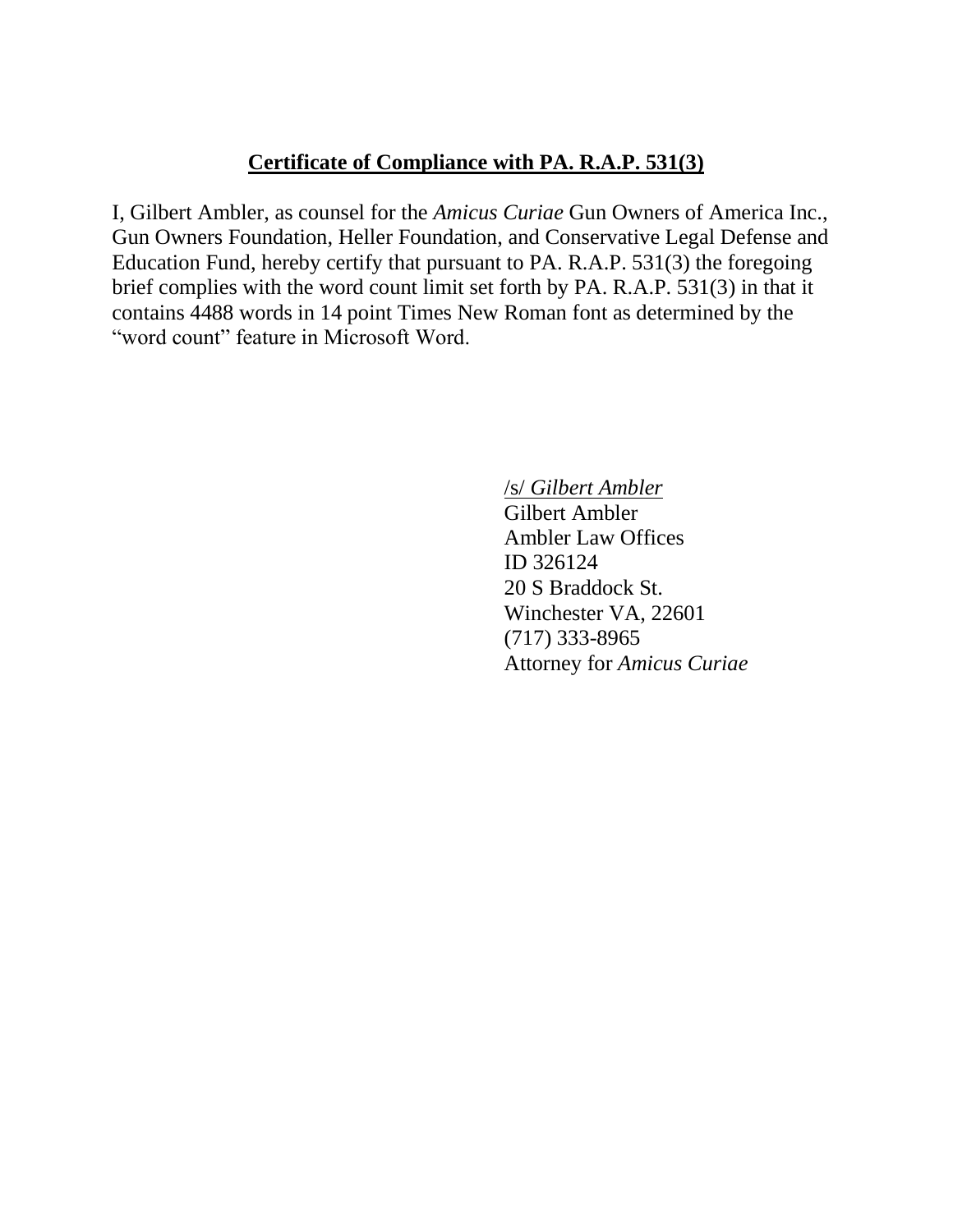## **Certificate of Compliance with PA. R.A.P. 531(3)**

I, Gilbert Ambler, as counsel for the *Amicus Curiae* Gun Owners of America Inc., Gun Owners Foundation, Heller Foundation, and Conservative Legal Defense and Education Fund, hereby certify that pursuant to PA. R.A.P. 531(3) the foregoing brief complies with the word count limit set forth by PA. R.A.P. 531(3) in that it contains 4488 words in 14 point Times New Roman font as determined by the "word count" feature in Microsoft Word.

/s/ *Gilbert Ambler*
Gilbert Ambler
Ambler Law Offices
ID 326124
20 S Braddock St.
Winchester VA, 22601
(717) 333-8965
Attorney for *Amicus Curiae*